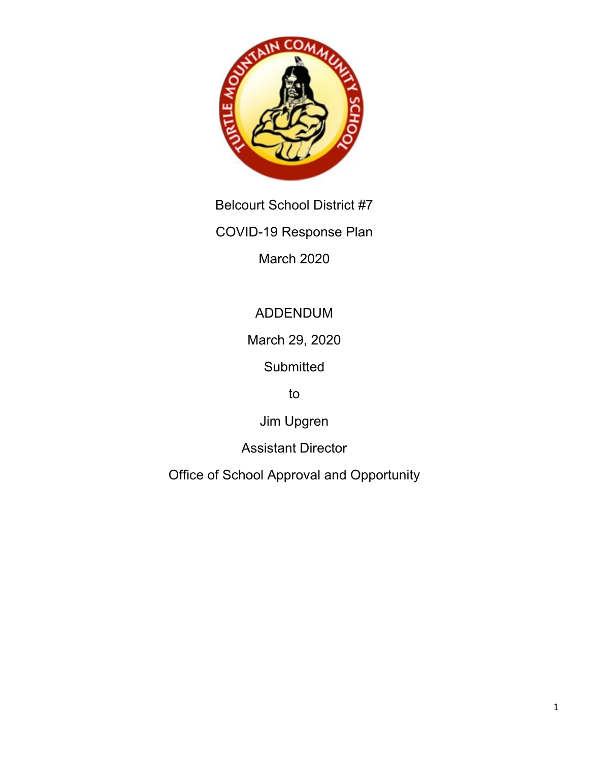Belcourt School District #7

COVID-19 Response Plan

March 2020

ADDENDUM

March 29, 2020

Submitted

to

Jim Upgren

Assistant Director

Office of School Approval and Opportunity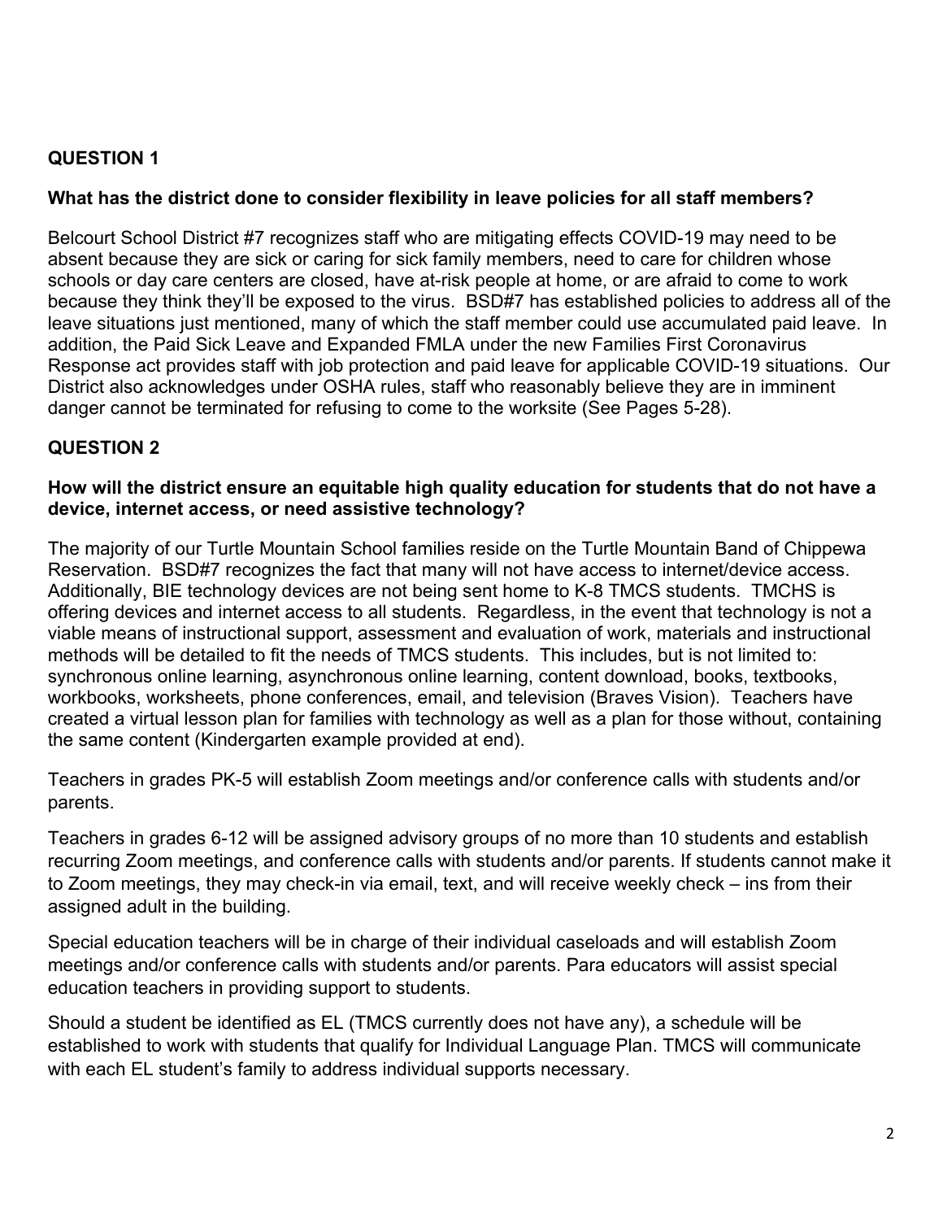## QUESTION 1

**What has the district done to consider flexibility in leave policies for all staff members?**

Belcourt School District #7 recognizes staff who are mitigating effects COVID-19 may need to be absent because they are sick or caring for sick family members, need to care for children whose schools or day care centers are closed, have at-risk people at home, or are afraid to come to work because they think they'll be exposed to the virus. BSD#7 has established policies to address all of the leave situations just mentioned, many of which the staff member could use accumulated paid leave. In addition, the Paid Sick Leave and Expanded FMLA under the new Families First Coronavirus Response act provides staff with job protection and paid leave for applicable COVID-19 situations. Our District also acknowledges under OSHA rules, staff who reasonably believe they are in imminent danger cannot be terminated for refusing to come to the worksite (See Pages 5-28).

## QUESTION 2

**How will the district ensure an equitable high quality education for students that do not have a device, internet access, or need assistive technology?**

The majority of our Turtle Mountain School families reside on the Turtle Mountain Band of Chippewa Reservation. BSD#7 recognizes the fact that many will not have access to internet/device access. Additionally, BIE technology devices are not being sent home to K-8 TMCS students. TMCHS is offering devices and internet access to all students. Regardless, in the event that technology is not a viable means of instructional support, assessment and evaluation of work, materials and instructional methods will be detailed to fit the needs of TMCS students. This includes, but is not limited to: synchronous online learning, asynchronous online learning, content download, books, textbooks, workbooks, worksheets, phone conferences, email, and television (Braves Vision). Teachers have created a virtual lesson plan for families with technology as well as a plan for those without, containing the same content (Kindergarten example provided at end).

Teachers in grades PK-5 will establish Zoom meetings and/or conference calls with students and/or parents.

Teachers in grades 6-12 will be assigned advisory groups of no more than 10 students and establish recurring Zoom meetings, and conference calls with students and/or parents. If students cannot make it to Zoom meetings, they may check-in via email, text, and will receive weekly check – ins from their assigned adult in the building.

Special education teachers will be in charge of their individual caseloads and will establish Zoom meetings and/or conference calls with students and/or parents. Para educators will assist special education teachers in providing support to students.

Should a student be identified as EL (TMCS currently does not have any), a schedule will be established to work with students that qualify for Individual Language Plan. TMCS will communicate with each EL student's family to address individual supports necessary.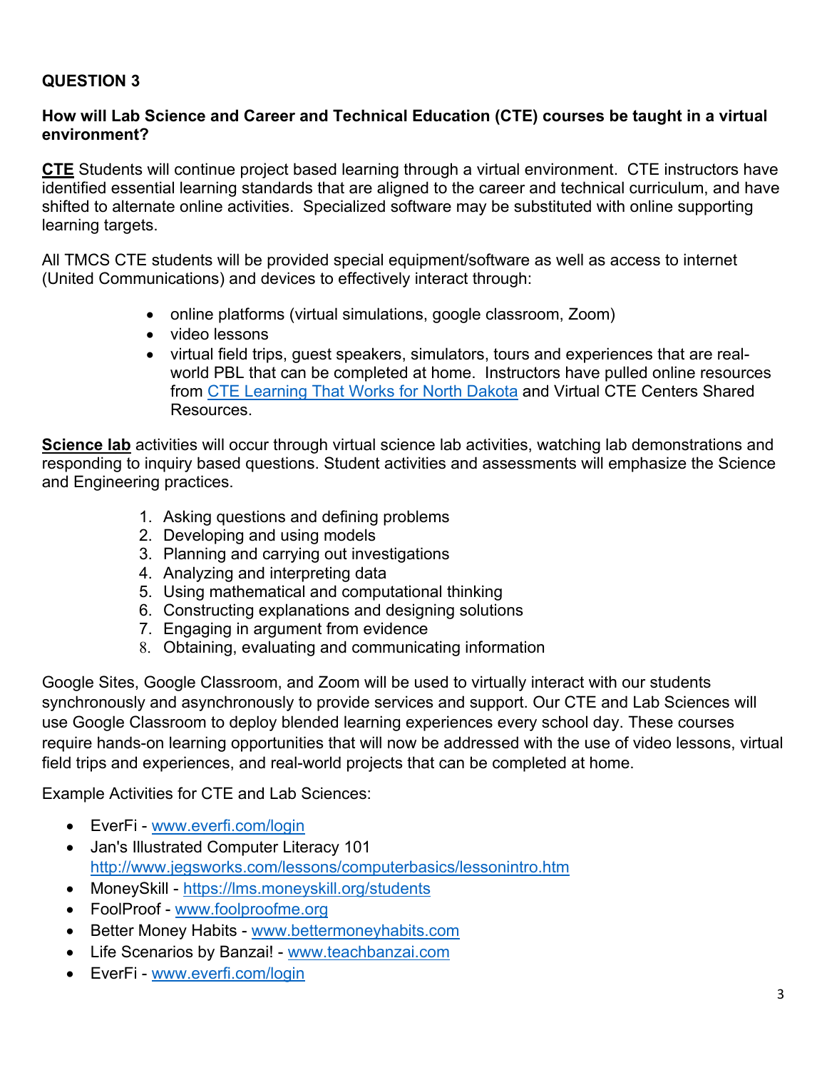**QUESTION 3**

**How will Lab Science and Career and Technical Education (CTE) courses be taught in a virtual environment?**

**<u>CTE</u>** Students will continue project based learning through a virtual environment. CTE instructors have identified essential learning standards that are aligned to the career and technical curriculum, and have shifted to alternate online activities. Specialized software may be substituted with online supporting learning targets.

All TMCS CTE students will be provided special equipment/software as well as access to internet (United Communications) and devices to effectively interact through:

- online platforms (virtual simulations, google classroom, Zoom)
- video lessons
- virtual field trips, guest speakers, simulators, tours and experiences that are real-world PBL that can be completed at home. Instructors have pulled online resources from [CTE Learning That Works for North Dakota]() and Virtual CTE Centers Shared Resources.

**<u>Science lab</u>** activities will occur through virtual science lab activities, watching lab demonstrations and responding to inquiry based questions. Student activities and assessments will emphasize the Science and Engineering practices.

1. Asking questions and defining problems
2. Developing and using models
3. Planning and carrying out investigations
4. Analyzing and interpreting data
5. Using mathematical and computational thinking
6. Constructing explanations and designing solutions
7. Engaging in argument from evidence
8. Obtaining, evaluating and communicating information

Google Sites, Google Classroom, and Zoom will be used to virtually interact with our students synchronously and asynchronously to provide services and support. Our CTE and Lab Sciences will use Google Classroom to deploy blended learning experiences every school day. These courses require hands-on learning opportunities that will now be addressed with the use of video lessons, virtual field trips and experiences, and real-world projects that can be completed at home.

Example Activities for CTE and Lab Sciences:

- EverFi - www.everfi.com/login
- Jan's Illustrated Computer Literacy 101 http://www.jegsworks.com/lessons/computerbasics/lessonintro.htm
- MoneySkill - https://lms.moneyskill.org/students
- FoolProof - www.foolproofme.org
- Better Money Habits - www.bettermoneyhabits.com
- Life Scenarios by Banzai! - www.teachbanzai.com
- EverFi - www.everfi.com/login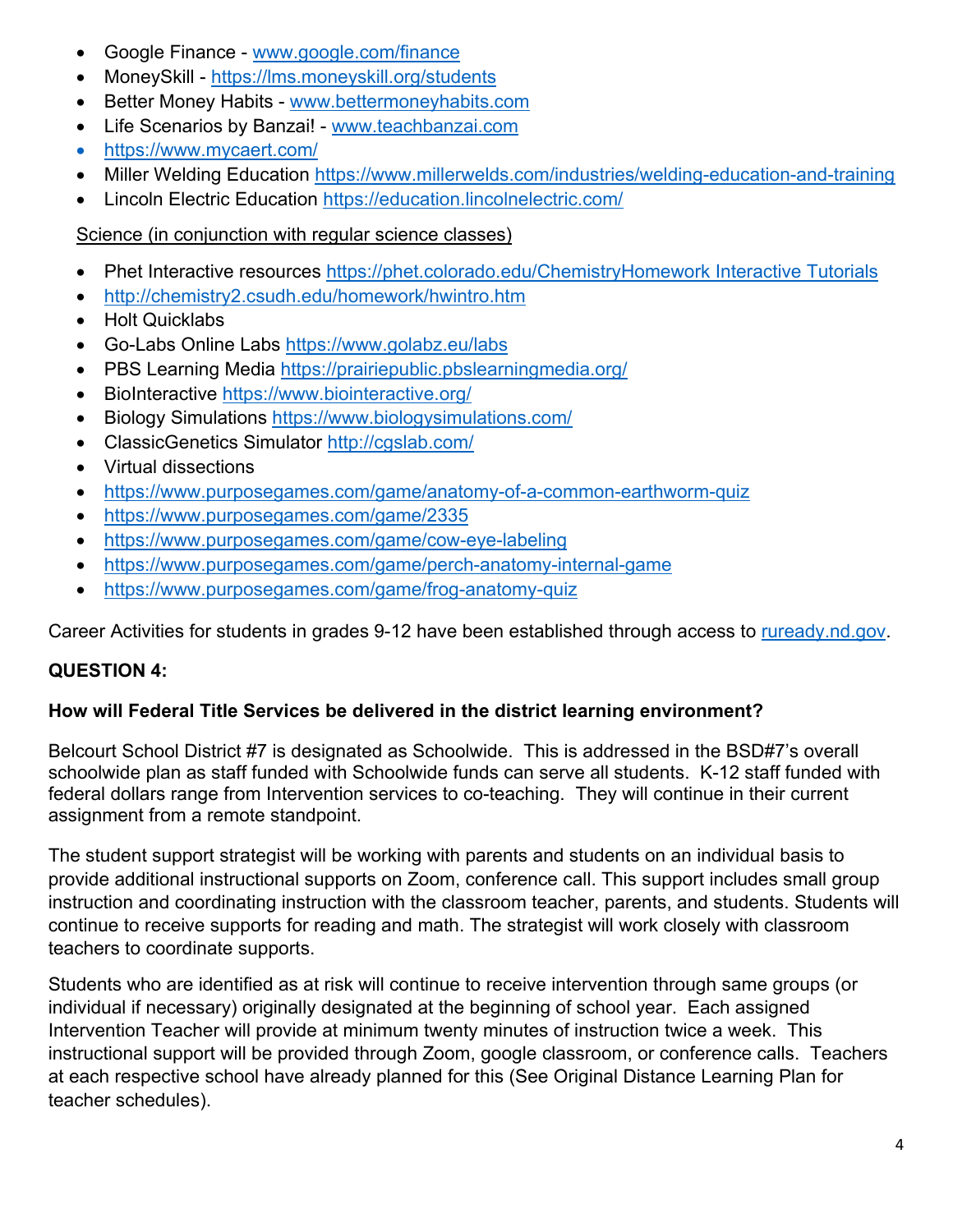- Google Finance - www.google.com/finance
- MoneySkill - https://lms.moneyskill.org/students
- Better Money Habits - www.bettermoneyhabits.com
- Life Scenarios by Banzai! - www.teachbanzai.com
- https://www.mycaert.com/
- Miller Welding Education https://www.millerwelds.com/industries/welding-education-and-training
- Lincoln Electric Education https://education.lincolnelectric.com/

Science (in conjunction with regular science classes)

- Phet Interactive resources https://phet.colorado.edu/ChemistryHomework Interactive Tutorials
- http://chemistry2.csudh.edu/homework/hwintro.htm
- Holt Quicklabs
- Go-Labs Online Labs https://www.golabz.eu/labs
- PBS Learning Media https://prairiepublic.pbslearningmedia.org/
- BioInteractive https://www.biointeractive.org/
- Biology Simulations https://www.biologysimulations.com/
- ClassicGenetics Simulator http://cgslab.com/
- Virtual dissections
- https://www.purposegames.com/game/anatomy-of-a-common-earthworm-quiz
- https://www.purposegames.com/game/2335
- https://www.purposegames.com/game/cow-eye-labeling
- https://www.purposegames.com/game/perch-anatomy-internal-game
- https://www.purposegames.com/game/frog-anatomy-quiz

Career Activities for students in grades 9-12 have been established through access to ruready.nd.gov.

**QUESTION 4:**

**How will Federal Title Services be delivered in the district learning environment?**

Belcourt School District #7 is designated as Schoolwide. This is addressed in the BSD#7's overall schoolwide plan as staff funded with Schoolwide funds can serve all students. K-12 staff funded with federal dollars range from Intervention services to co-teaching. They will continue in their current assignment from a remote standpoint.

The student support strategist will be working with parents and students on an individual basis to provide additional instructional supports on Zoom, conference call. This support includes small group instruction and coordinating instruction with the classroom teacher, parents, and students. Students will continue to receive supports for reading and math. The strategist will work closely with classroom teachers to coordinate supports.

Students who are identified as at risk will continue to receive intervention through same groups (or individual if necessary) originally designated at the beginning of school year. Each assigned Intervention Teacher will provide at minimum twenty minutes of instruction twice a week. This instructional support will be provided through Zoom, google classroom, or conference calls. Teachers at each respective school have already planned for this (See Original Distance Learning Plan for teacher schedules).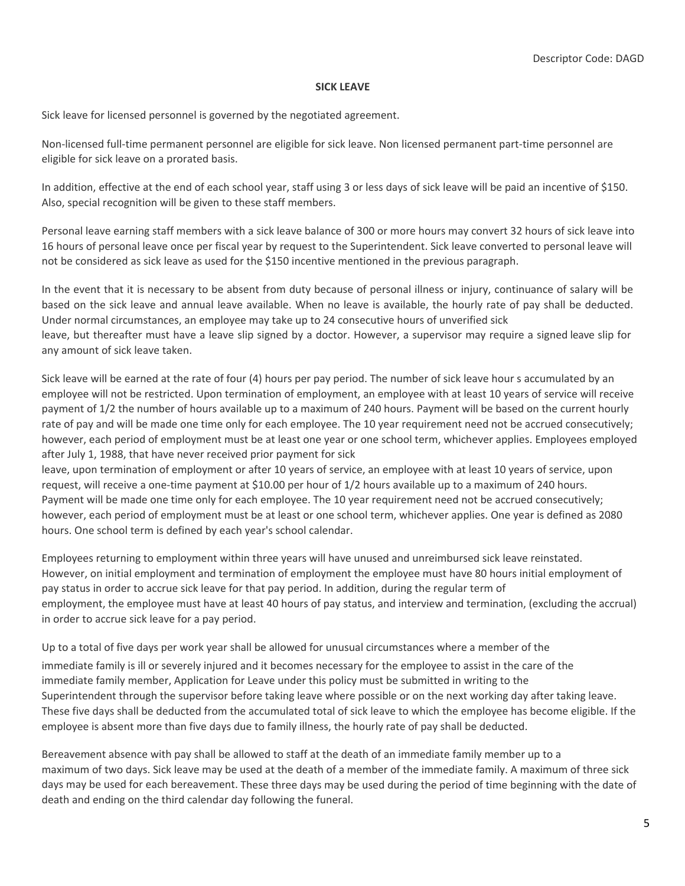Descriptor Code: DAGD

## SICK LEAVE

Sick leave for licensed personnel is governed by the negotiated agreement.

Non-licensed full-time permanent personnel are eligible for sick leave. Non licensed permanent part-time personnel are eligible for sick leave on a prorated basis.

In addition, effective at the end of each school year, staff using 3 or less days of sick leave will be paid an incentive of $150. Also, special recognition will be given to these staff members.

Personal leave earning staff members with a sick leave balance of 300 or more hours may convert 32 hours of sick leave into 16 hours of personal leave once per fiscal year by request to the Superintendent. Sick leave converted to personal leave will not be considered as sick leave as used for the $150 incentive mentioned in the previous paragraph.

In the event that it is necessary to be absent from duty because of personal illness or injury, continuance of salary will be based on the sick leave and annual leave available. When no leave is available, the hourly rate of pay shall be deducted. Under normal circumstances, an employee may take up to 24 consecutive hours of unverified sick leave, but thereafter must have a leave slip signed by a doctor. However, a supervisor may require a signed leave slip for any amount of sick leave taken.

Sick leave will be earned at the rate of four (4) hours per pay period. The number of sick leave hour s accumulated by an employee will not be restricted. Upon termination of employment, an employee with at least 10 years of service will receive payment of 1/2 the number of hours available up to a maximum of 240 hours. Payment will be based on the current hourly rate of pay and will be made one time only for each employee. The 10 year requirement need not be accrued consecutively; however, each period of employment must be at least one year or one school term, whichever applies. Employees employed after July 1, 1988, that have never received prior payment for sick leave, upon termination of employment or after 10 years of service, an employee with at least 10 years of service, upon request, will receive a one-time payment at $10.00 per hour of 1/2 hours available up to a maximum of 240 hours. Payment will be made one time only for each employee. The 10 year requirement need not be accrued consecutively; however, each period of employment must be at least or one school term, whichever applies. One year is defined as 2080 hours. One school term is defined by each year's school calendar.

Employees returning to employment within three years will have unused and unreimbursed sick leave reinstated. However, on initial employment and termination of employment the employee must have 80 hours initial employment of pay status in order to accrue sick leave for that pay period. In addition, during the regular term of employment, the employee must have at least 40 hours of pay status, and interview and termination, (excluding the accrual) in order to accrue sick leave for a pay period.

Up to a total of five days per work year shall be allowed for unusual circumstances where a member of the immediate family is ill or severely injured and it becomes necessary for the employee to assist in the care of the immediate family member, Application for Leave under this policy must be submitted in writing to the Superintendent through the supervisor before taking leave where possible or on the next working day after taking leave. These five days shall be deducted from the accumulated total of sick leave to which the employee has become eligible. If the employee is absent more than five days due to family illness, the hourly rate of pay shall be deducted.

Bereavement absence with pay shall be allowed to staff at the death of an immediate family member up to a maximum of two days. Sick leave may be used at the death of a member of the immediate family. A maximum of three sick days may be used for each bereavement. These three days may be used during the period of time beginning with the date of death and ending on the third calendar day following the funeral.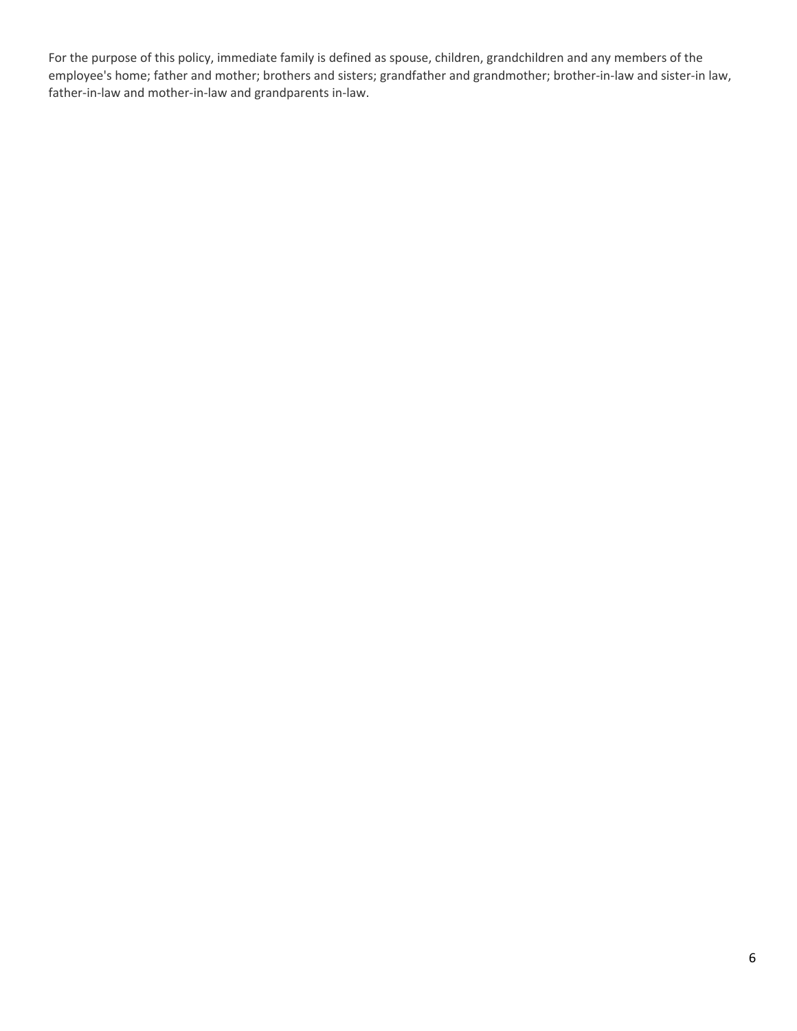For the purpose of this policy, immediate family is defined as spouse, children, grandchildren and any members of the employee's home; father and mother; brothers and sisters; grandfather and grandmother; brother-in-law and sister-in law, father-in-law and mother-in-law and grandparents in-law.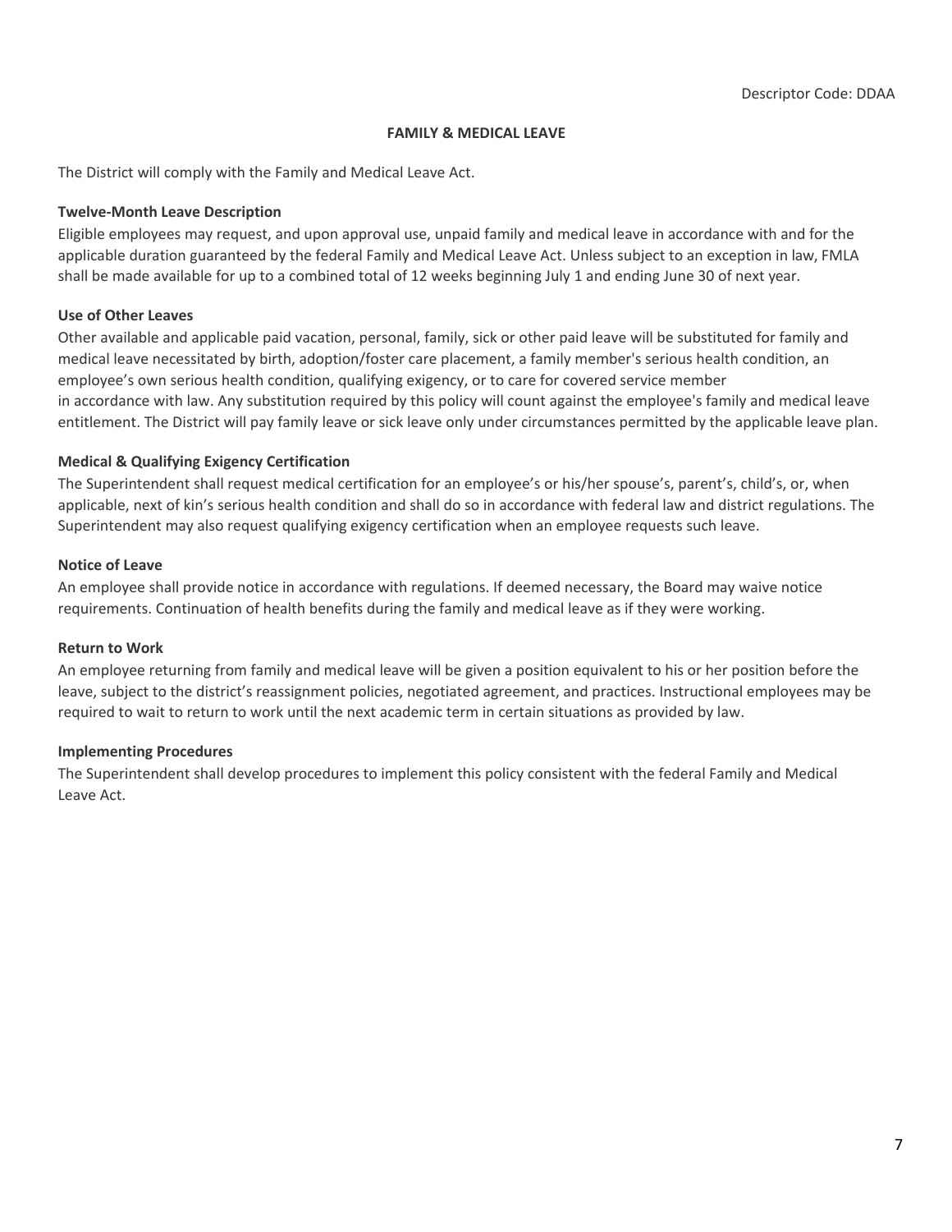Descriptor Code: DDAA

## FAMILY & MEDICAL LEAVE

The District will comply with the Family and Medical Leave Act.

**Twelve-Month Leave Description**

Eligible employees may request, and upon approval use, unpaid family and medical leave in accordance with and for the applicable duration guaranteed by the federal Family and Medical Leave Act. Unless subject to an exception in law, FMLA shall be made available for up to a combined total of 12 weeks beginning July 1 and ending June 30 of next year.

**Use of Other Leaves**

Other available and applicable paid vacation, personal, family, sick or other paid leave will be substituted for family and medical leave necessitated by birth, adoption/foster care placement, a family member's serious health condition, an employee's own serious health condition, qualifying exigency, or to care for covered service member in accordance with law. Any substitution required by this policy will count against the employee's family and medical leave entitlement. The District will pay family leave or sick leave only under circumstances permitted by the applicable leave plan.

**Medical & Qualifying Exigency Certification**

The Superintendent shall request medical certification for an employee's or his/her spouse's, parent's, child's, or, when applicable, next of kin's serious health condition and shall do so in accordance with federal law and district regulations. The Superintendent may also request qualifying exigency certification when an employee requests such leave.

**Notice of Leave**

An employee shall provide notice in accordance with regulations. If deemed necessary, the Board may waive notice requirements. Continuation of health benefits during the family and medical leave as if they were working.

**Return to Work**

An employee returning from family and medical leave will be given a position equivalent to his or her position before the leave, subject to the district's reassignment policies, negotiated agreement, and practices. Instructional employees may be required to wait to return to work until the next academic term in certain situations as provided by law.

**Implementing Procedures**

The Superintendent shall develop procedures to implement this policy consistent with the federal Family and Medical Leave Act.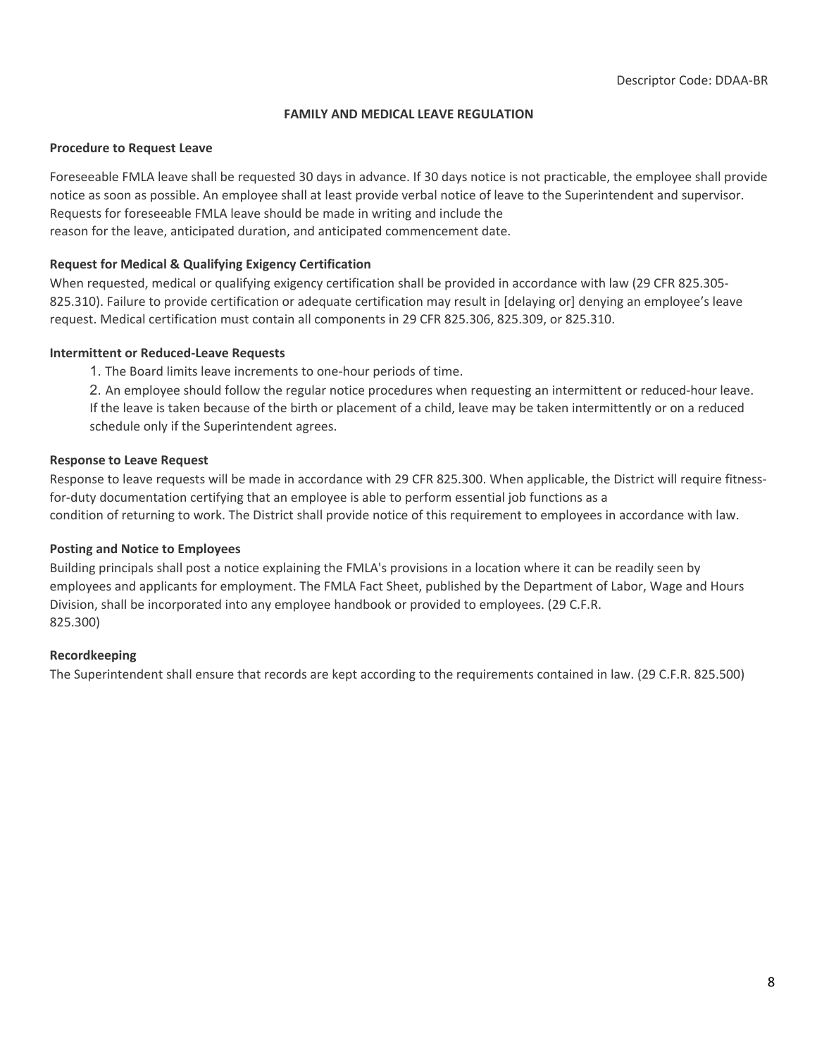Descriptor Code: DDAA-BR

## FAMILY AND MEDICAL LEAVE REGULATION

### Procedure to Request Leave

Foreseeable FMLA leave shall be requested 30 days in advance. If 30 days notice is not practicable, the employee shall provide notice as soon as possible. An employee shall at least provide verbal notice of leave to the Superintendent and supervisor. Requests for foreseeable FMLA leave should be made in writing and include the reason for the leave, anticipated duration, and anticipated commencement date.

### Request for Medical & Qualifying Exigency Certification

When requested, medical or qualifying exigency certification shall be provided in accordance with law (29 CFR 825.305-825.310). Failure to provide certification or adequate certification may result in [delaying or] denying an employee's leave request. Medical certification must contain all components in 29 CFR 825.306, 825.309, or 825.310.

### Intermittent or Reduced-Leave Requests

1. The Board limits leave increments to one-hour periods of time.
2. An employee should follow the regular notice procedures when requesting an intermittent or reduced-hour leave. If the leave is taken because of the birth or placement of a child, leave may be taken intermittently or on a reduced schedule only if the Superintendent agrees.

### Response to Leave Request

Response to leave requests will be made in accordance with 29 CFR 825.300. When applicable, the District will require fitness-for-duty documentation certifying that an employee is able to perform essential job functions as a condition of returning to work. The District shall provide notice of this requirement to employees in accordance with law.

### Posting and Notice to Employees

Building principals shall post a notice explaining the FMLA's provisions in a location where it can be readily seen by employees and applicants for employment. The FMLA Fact Sheet, published by the Department of Labor, Wage and Hours Division, shall be incorporated into any employee handbook or provided to employees. (29 C.F.R. 825.300)

### Recordkeeping

The Superintendent shall ensure that records are kept according to the requirements contained in law. (29 C.F.R. 825.500)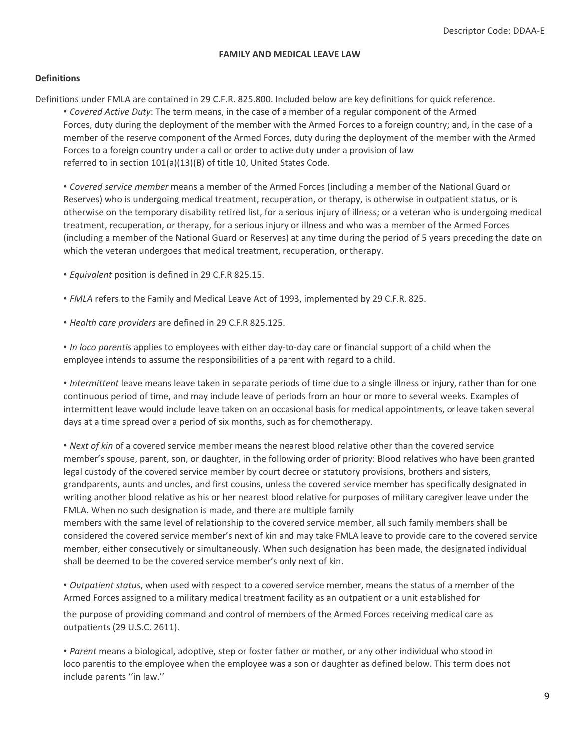**FAMILY AND MEDICAL LEAVE LAW**

**Definitions**

Definitions under FMLA are contained in 29 C.F.R. 825.800. Included below are key definitions for quick reference.

- *Covered Active Duty*: The term means, in the case of a member of a regular component of the Armed Forces, duty during the deployment of the member with the Armed Forces to a foreign country; and, in the case of a member of the reserve component of the Armed Forces, duty during the deployment of the member with the Armed Forces to a foreign country under a call or order to active duty under a provision of law referred to in section 101(a)(13)(B) of title 10, United States Code.

- *Covered service member* means a member of the Armed Forces (including a member of the National Guard or Reserves) who is undergoing medical treatment, recuperation, or therapy, is otherwise in outpatient status, or is otherwise on the temporary disability retired list, for a serious injury of illness; or a veteran who is undergoing medical treatment, recuperation, or therapy, for a serious injury or illness and who was a member of the Armed Forces (including a member of the National Guard or Reserves) at any time during the period of 5 years preceding the date on which the veteran undergoes that medical treatment, recuperation, or therapy.

- *Equivalent* position is defined in 29 C.F.R 825.15.

- *FMLA* refers to the Family and Medical Leave Act of 1993, implemented by 29 C.F.R. 825.

- *Health care providers* are defined in 29 C.F.R 825.125.

- *In loco parentis* applies to employees with either day-to-day care or financial support of a child when the employee intends to assume the responsibilities of a parent with regard to a child.

- *Intermittent* leave means leave taken in separate periods of time due to a single illness or injury, rather than for one continuous period of time, and may include leave of periods from an hour or more to several weeks. Examples of intermittent leave would include leave taken on an occasional basis for medical appointments, or leave taken several days at a time spread over a period of six months, such as for chemotherapy.

- *Next of kin* of a covered service member means the nearest blood relative other than the covered service member's spouse, parent, son, or daughter, in the following order of priority: Blood relatives who have been granted legal custody of the covered service member by court decree or statutory provisions, brothers and sisters, grandparents, aunts and uncles, and first cousins, unless the covered service member has specifically designated in writing another blood relative as his or her nearest blood relative for purposes of military caregiver leave under the FMLA. When no such designation is made, and there are multiple family members with the same level of relationship to the covered service member, all such family members shall be considered the covered service member's next of kin and may take FMLA leave to provide care to the covered service member, either consecutively or simultaneously. When such designation has been made, the designated individual shall be deemed to be the covered service member's only next of kin.

- *Outpatient status*, when used with respect to a covered service member, means the status of a member of the Armed Forces assigned to a military medical treatment facility as an outpatient or a unit established for the purpose of providing command and control of members of the Armed Forces receiving medical care as outpatients (29 U.S.C. 2611).

- *Parent* means a biological, adoptive, step or foster father or mother, or any other individual who stood in loco parentis to the employee when the employee was a son or daughter as defined below. This term does not include parents ''in law.''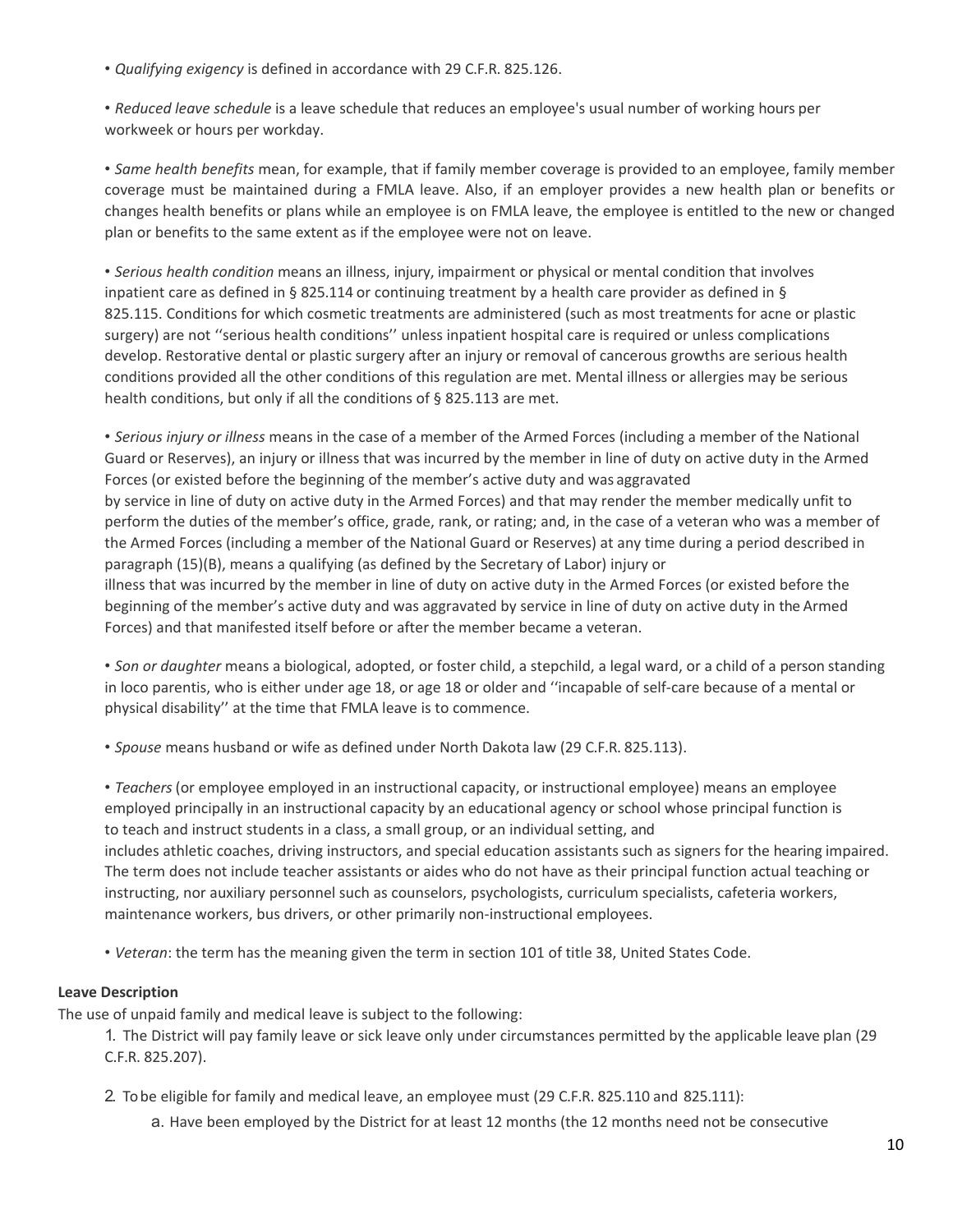- *Qualifying exigency* is defined in accordance with 29 C.F.R. 825.126.

- *Reduced leave schedule* is a leave schedule that reduces an employee's usual number of working hours per workweek or hours per workday.

- *Same health benefits* mean, for example, that if family member coverage is provided to an employee, family member coverage must be maintained during a FMLA leave. Also, if an employer provides a new health plan or benefits or changes health benefits or plans while an employee is on FMLA leave, the employee is entitled to the new or changed plan or benefits to the same extent as if the employee were not on leave.

- *Serious health condition* means an illness, injury, impairment or physical or mental condition that involves inpatient care as defined in § 825.114 or continuing treatment by a health care provider as defined in § 825.115. Conditions for which cosmetic treatments are administered (such as most treatments for acne or plastic surgery) are not ''serious health conditions'' unless inpatient hospital care is required or unless complications develop. Restorative dental or plastic surgery after an injury or removal of cancerous growths are serious health conditions provided all the other conditions of this regulation are met. Mental illness or allergies may be serious health conditions, but only if all the conditions of § 825.113 are met.

- *Serious injury or illness* means in the case of a member of the Armed Forces (including a member of the National Guard or Reserves), an injury or illness that was incurred by the member in line of duty on active duty in the Armed Forces (or existed before the beginning of the member's active duty and was aggravated by service in line of duty on active duty in the Armed Forces) and that may render the member medically unfit to perform the duties of the member's office, grade, rank, or rating; and, in the case of a veteran who was a member of the Armed Forces (including a member of the National Guard or Reserves) at any time during a period described in paragraph (15)(B), means a qualifying (as defined by the Secretary of Labor) injury or illness that was incurred by the member in line of duty on active duty in the Armed Forces (or existed before the beginning of the member's active duty and was aggravated by service in line of duty on active duty in the Armed Forces) and that manifested itself before or after the member became a veteran.

- *Son or daughter* means a biological, adopted, or foster child, a stepchild, a legal ward, or a child of a person standing in loco parentis, who is either under age 18, or age 18 or older and ''incapable of self-care because of a mental or physical disability'' at the time that FMLA leave is to commence.

- *Spouse* means husband or wife as defined under North Dakota law (29 C.F.R. 825.113).

- *Teachers* (or employee employed in an instructional capacity, or instructional employee) means an employee employed principally in an instructional capacity by an educational agency or school whose principal function is to teach and instruct students in a class, a small group, or an individual setting, and includes athletic coaches, driving instructors, and special education assistants such as signers for the hearing impaired. The term does not include teacher assistants or aides who do not have as their principal function actual teaching or instructing, nor auxiliary personnel such as counselors, psychologists, curriculum specialists, cafeteria workers, maintenance workers, bus drivers, or other primarily non-instructional employees.

- *Veteran*: the term has the meaning given the term in section 101 of title 38, United States Code.

**Leave Description**

The use of unpaid family and medical leave is subject to the following:

1. The District will pay family leave or sick leave only under circumstances permitted by the applicable leave plan (29 C.F.R. 825.207).
2. To be eligible for family and medical leave, an employee must (29 C.F.R. 825.110 and 825.111):
   a. Have been employed by the District for at least 12 months (the 12 months need not be consecutive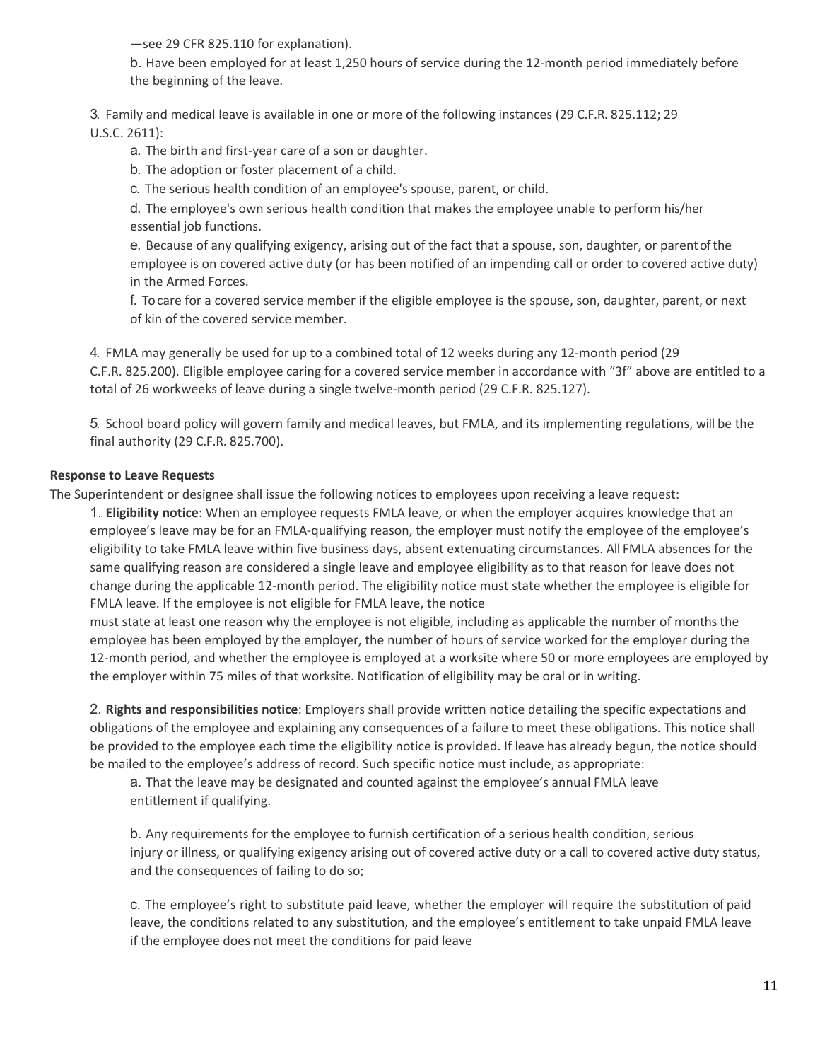—see 29 CFR 825.110 for explanation).

b. Have been employed for at least 1,250 hours of service during the 12-month period immediately before the beginning of the leave.

3. Family and medical leave is available in one or more of the following instances (29 C.F.R. 825.112; 29 U.S.C. 2611):

a. The birth and first-year care of a son or daughter.

b. The adoption or foster placement of a child.

c. The serious health condition of an employee's spouse, parent, or child.

d. The employee's own serious health condition that makes the employee unable to perform his/her essential job functions.

e. Because of any qualifying exigency, arising out of the fact that a spouse, son, daughter, or parent of the employee is on covered active duty (or has been notified of an impending call or order to covered active duty) in the Armed Forces.

f. To care for a covered service member if the eligible employee is the spouse, son, daughter, parent, or next of kin of the covered service member.

4. FMLA may generally be used for up to a combined total of 12 weeks during any 12-month period (29 C.F.R. 825.200). Eligible employee caring for a covered service member in accordance with "3f" above are entitled to a total of 26 workweeks of leave during a single twelve-month period (29 C.F.R. 825.127).

5. School board policy will govern family and medical leaves, but FMLA, and its implementing regulations, will be the final authority (29 C.F.R. 825.700).

**Response to Leave Requests**

The Superintendent or designee shall issue the following notices to employees upon receiving a leave request:

1. **Eligibility notice**: When an employee requests FMLA leave, or when the employer acquires knowledge that an employee's leave may be for an FMLA-qualifying reason, the employer must notify the employee of the employee's eligibility to take FMLA leave within five business days, absent extenuating circumstances. All FMLA absences for the same qualifying reason are considered a single leave and employee eligibility as to that reason for leave does not change during the applicable 12-month period. The eligibility notice must state whether the employee is eligible for FMLA leave. If the employee is not eligible for FMLA leave, the notice must state at least one reason why the employee is not eligible, including as applicable the number of months the employee has been employed by the employer, the number of hours of service worked for the employer during the 12-month period, and whether the employee is employed at a worksite where 50 or more employees are employed by the employer within 75 miles of that worksite. Notification of eligibility may be oral or in writing.

2. **Rights and responsibilities notice**: Employers shall provide written notice detailing the specific expectations and obligations of the employee and explaining any consequences of a failure to meet these obligations. This notice shall be provided to the employee each time the eligibility notice is provided. If leave has already begun, the notice should be mailed to the employee's address of record. Such specific notice must include, as appropriate:

a. That the leave may be designated and counted against the employee's annual FMLA leave entitlement if qualifying.

b. Any requirements for the employee to furnish certification of a serious health condition, serious injury or illness, or qualifying exigency arising out of covered active duty or a call to covered active duty status, and the consequences of failing to do so;

c. The employee's right to substitute paid leave, whether the employer will require the substitution of paid leave, the conditions related to any substitution, and the employee's entitlement to take unpaid FMLA leave if the employee does not meet the conditions for paid leave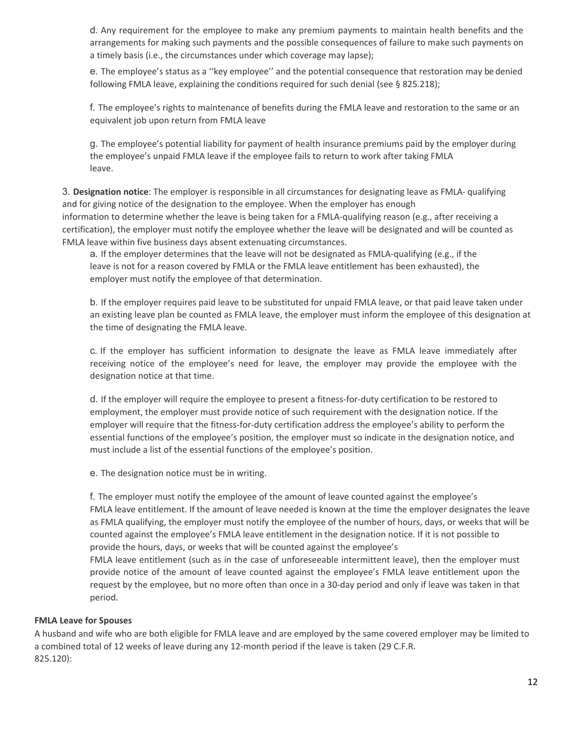d. Any requirement for the employee to make any premium payments to maintain health benefits and the arrangements for making such payments and the possible consequences of failure to make such payments on a timely basis (i.e., the circumstances under which coverage may lapse);

e. The employee's status as a ''key employee'' and the potential consequence that restoration may be denied following FMLA leave, explaining the conditions required for such denial (see § 825.218);

f. The employee's rights to maintenance of benefits during the FMLA leave and restoration to the same or an equivalent job upon return from FMLA leave

g. The employee's potential liability for payment of health insurance premiums paid by the employer during the employee's unpaid FMLA leave if the employee fails to return to work after taking FMLA leave.

3. **Designation notice**: The employer is responsible in all circumstances for designating leave as FMLA- qualifying and for giving notice of the designation to the employee. When the employer has enough information to determine whether the leave is being taken for a FMLA-qualifying reason (e.g., after receiving a certification), the employer must notify the employee whether the leave will be designated and will be counted as FMLA leave within five business days absent extenuating circumstances.

a. If the employer determines that the leave will not be designated as FMLA-qualifying (e.g., if the leave is not for a reason covered by FMLA or the FMLA leave entitlement has been exhausted), the employer must notify the employee of that determination.

b. If the employer requires paid leave to be substituted for unpaid FMLA leave, or that paid leave taken under an existing leave plan be counted as FMLA leave, the employer must inform the employee of this designation at the time of designating the FMLA leave.

c. If the employer has sufficient information to designate the leave as FMLA leave immediately after receiving notice of the employee's need for leave, the employer may provide the employee with the designation notice at that time.

d. If the employer will require the employee to present a fitness-for-duty certification to be restored to employment, the employer must provide notice of such requirement with the designation notice. If the employer will require that the fitness-for-duty certification address the employee's ability to perform the essential functions of the employee's position, the employer must so indicate in the designation notice, and must include a list of the essential functions of the employee's position.

e. The designation notice must be in writing.

f. The employer must notify the employee of the amount of leave counted against the employee's FMLA leave entitlement. If the amount of leave needed is known at the time the employer designates the leave as FMLA qualifying, the employer must notify the employee of the number of hours, days, or weeks that will be counted against the employee's FMLA leave entitlement in the designation notice. If it is not possible to provide the hours, days, or weeks that will be counted against the employee's FMLA leave entitlement (such as in the case of unforeseeable intermittent leave), then the employer must provide notice of the amount of leave counted against the employee's FMLA leave entitlement upon the request by the employee, but no more often than once in a 30-day period and only if leave was taken in that period.

**FMLA Leave for Spouses**

A husband and wife who are both eligible for FMLA leave and are employed by the same covered employer may be limited to a combined total of 12 weeks of leave during any 12-month period if the leave is taken (29 C.F.R. 825.120):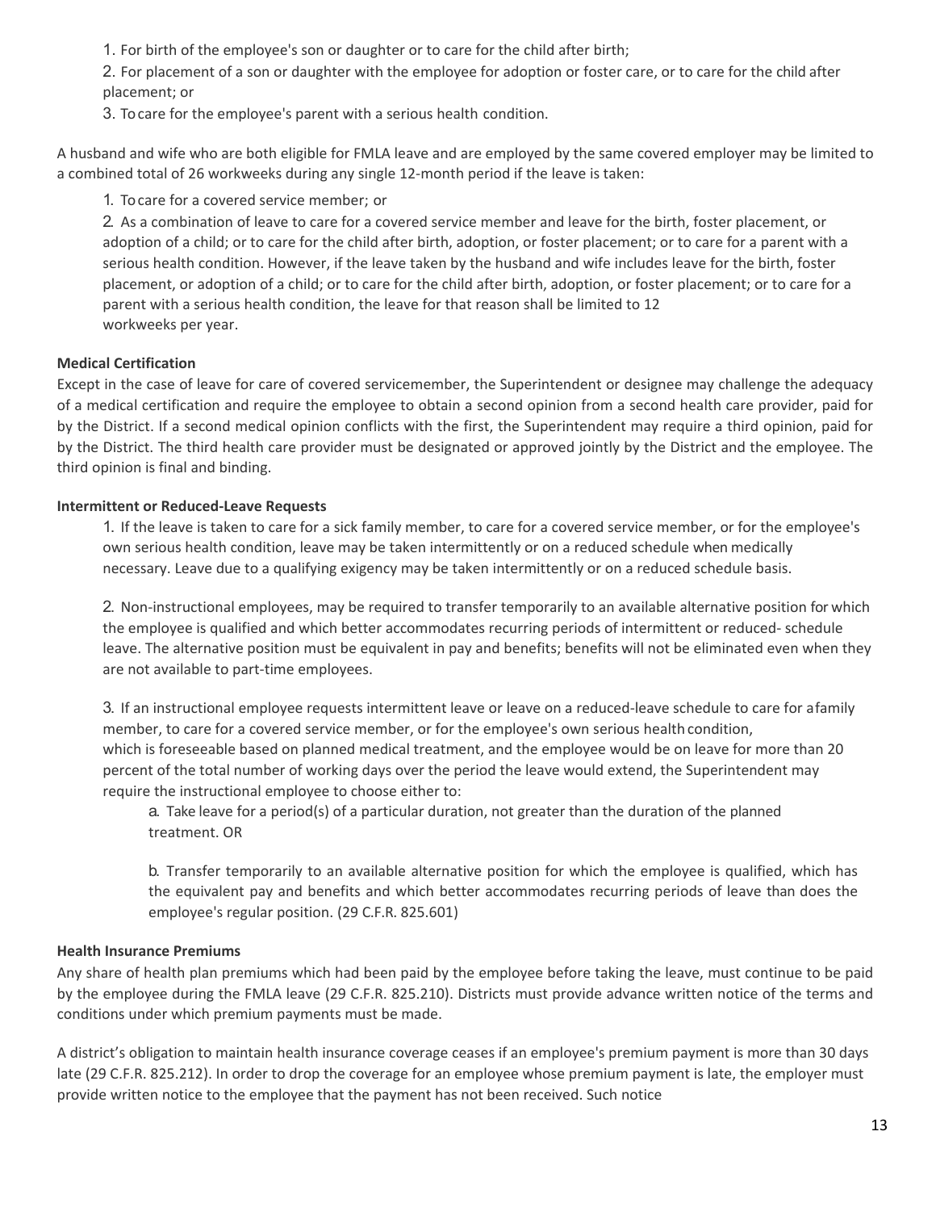1. For birth of the employee's son or daughter or to care for the child after birth;
2. For placement of a son or daughter with the employee for adoption or foster care, or to care for the child after placement; or
3. To care for the employee's parent with a serious health condition.

A husband and wife who are both eligible for FMLA leave and are employed by the same covered employer may be limited to a combined total of 26 workweeks during any single 12-month period if the leave is taken:

1. To care for a covered service member; or
2. As a combination of leave to care for a covered service member and leave for the birth, foster placement, or adoption of a child; or to care for the child after birth, adoption, or foster placement; or to care for a parent with a serious health condition. However, if the leave taken by the husband and wife includes leave for the birth, foster placement, or adoption of a child; or to care for the child after birth, adoption, or foster placement; or to care for a parent with a serious health condition, the leave for that reason shall be limited to 12 workweeks per year.

**Medical Certification**

Except in the case of leave for care of covered servicemember, the Superintendent or designee may challenge the adequacy of a medical certification and require the employee to obtain a second opinion from a second health care provider, paid for by the District. If a second medical opinion conflicts with the first, the Superintendent may require a third opinion, paid for by the District. The third health care provider must be designated or approved jointly by the District and the employee. The third opinion is final and binding.

**Intermittent or Reduced-Leave Requests**

1. If the leave is taken to care for a sick family member, to care for a covered service member, or for the employee's own serious health condition, leave may be taken intermittently or on a reduced schedule when medically necessary. Leave due to a qualifying exigency may be taken intermittently or on a reduced schedule basis.

2. Non-instructional employees, may be required to transfer temporarily to an available alternative position for which the employee is qualified and which better accommodates recurring periods of intermittent or reduced- schedule leave. The alternative position must be equivalent in pay and benefits; benefits will not be eliminated even when they are not available to part-time employees.

3. If an instructional employee requests intermittent leave or leave on a reduced-leave schedule to care for afamily member, to care for a covered service member, or for the employee's own serious health condition, which is foreseeable based on planned medical treatment, and the employee would be on leave for more than 20 percent of the total number of working days over the period the leave would extend, the Superintendent may require the instructional employee to choose either to:

   a. Take leave for a period(s) of a particular duration, not greater than the duration of the planned treatment. OR

   b. Transfer temporarily to an available alternative position for which the employee is qualified, which has the equivalent pay and benefits and which better accommodates recurring periods of leave than does the employee's regular position. (29 C.F.R. 825.601)

**Health Insurance Premiums**

Any share of health plan premiums which had been paid by the employee before taking the leave, must continue to be paid by the employee during the FMLA leave (29 C.F.R. 825.210). Districts must provide advance written notice of the terms and conditions under which premium payments must be made.

A district's obligation to maintain health insurance coverage ceases if an employee's premium payment is more than 30 days late (29 C.F.R. 825.212). In order to drop the coverage for an employee whose premium payment is late, the employer must provide written notice to the employee that the payment has not been received. Such notice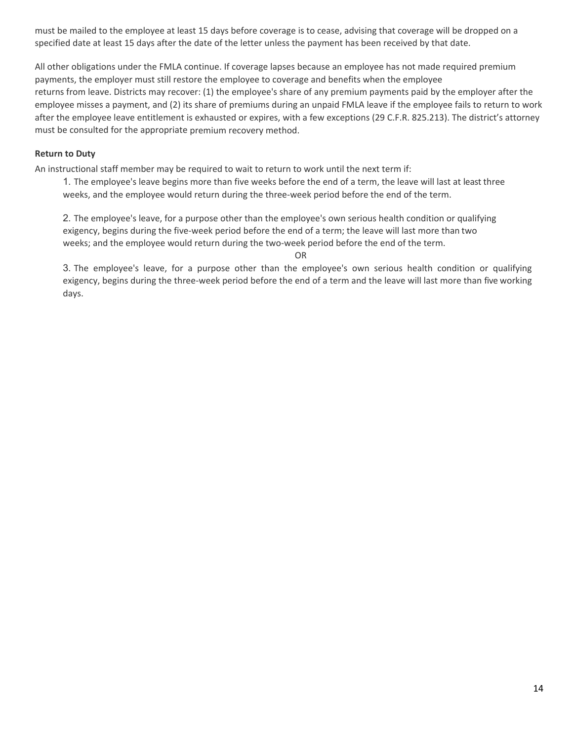must be mailed to the employee at least 15 days before coverage is to cease, advising that coverage will be dropped on a specified date at least 15 days after the date of the letter unless the payment has been received by that date.

All other obligations under the FMLA continue. If coverage lapses because an employee has not made required premium payments, the employer must still restore the employee to coverage and benefits when the employee returns from leave. Districts may recover: (1) the employee's share of any premium payments paid by the employer after the employee misses a payment, and (2) its share of premiums during an unpaid FMLA leave if the employee fails to return to work after the employee leave entitlement is exhausted or expires, with a few exceptions (29 C.F.R. 825.213). The district's attorney must be consulted for the appropriate premium recovery method.

**Return to Duty**

An instructional staff member may be required to wait to return to work until the next term if:

1. The employee's leave begins more than five weeks before the end of a term, the leave will last at least three weeks, and the employee would return during the three-week period before the end of the term.

2. The employee's leave, for a purpose other than the employee's own serious health condition or qualifying exigency, begins during the five-week period before the end of a term; the leave will last more than two weeks; and the employee would return during the two-week period before the end of the term.

OR

3. The employee's leave, for a purpose other than the employee's own serious health condition or qualifying exigency, begins during the three-week period before the end of a term and the leave will last more than five working days.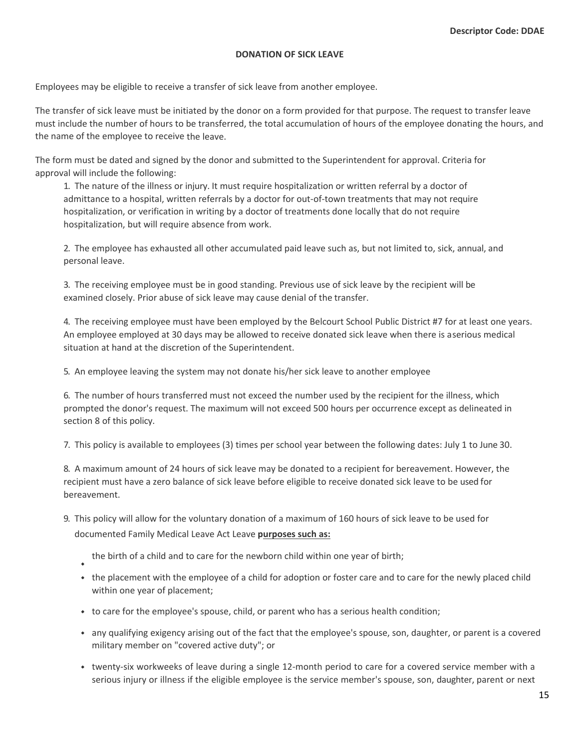**Descriptor Code: DDAE**

## DONATION OF SICK LEAVE

Employees may be eligible to receive a transfer of sick leave from another employee.

The transfer of sick leave must be initiated by the donor on a form provided for that purpose. The request to transfer leave must include the number of hours to be transferred, the total accumulation of hours of the employee donating the hours, and the name of the employee to receive the leave.

The form must be dated and signed by the donor and submitted to the Superintendent for approval. Criteria for approval will include the following:

1. The nature of the illness or injury. It must require hospitalization or written referral by a doctor of admittance to a hospital, written referrals by a doctor for out-of-town treatments that may not require hospitalization, or verification in writing by a doctor of treatments done locally that do not require hospitalization, but will require absence from work.

2. The employee has exhausted all other accumulated paid leave such as, but not limited to, sick, annual, and personal leave.

3. The receiving employee must be in good standing. Previous use of sick leave by the recipient will be examined closely. Prior abuse of sick leave may cause denial of the transfer.

4. The receiving employee must have been employed by the Belcourt School Public District #7 for at least one years. An employee employed at 30 days may be allowed to receive donated sick leave when there is aserious medical situation at hand at the discretion of the Superintendent.

5. An employee leaving the system may not donate his/her sick leave to another employee

6. The number of hours transferred must not exceed the number used by the recipient for the illness, which prompted the donor's request. The maximum will not exceed 500 hours per occurrence except as delineated in section 8 of this policy.

7. This policy is available to employees (3) times per school year between the following dates: July 1 to June 30.

8. A maximum amount of 24 hours of sick leave may be donated to a recipient for bereavement. However, the recipient must have a zero balance of sick leave before eligible to receive donated sick leave to be used for bereavement.

9. This policy will allow for the voluntary donation of a maximum of 160 hours of sick leave to be used for documented Family Medical Leave Act Leave **purposes such as:**

   - the birth of a child and to care for the newborn child within one year of birth;
   - the placement with the employee of a child for adoption or foster care and to care for the newly placed child within one year of placement;
   - to care for the employee's spouse, child, or parent who has a serious health condition;
   - any qualifying exigency arising out of the fact that the employee's spouse, son, daughter, or parent is a covered military member on "covered active duty"; or
   - twenty-six workweeks of leave during a single 12-month period to care for a covered service member with a serious injury or illness if the eligible employee is the service member's spouse, son, daughter, parent or next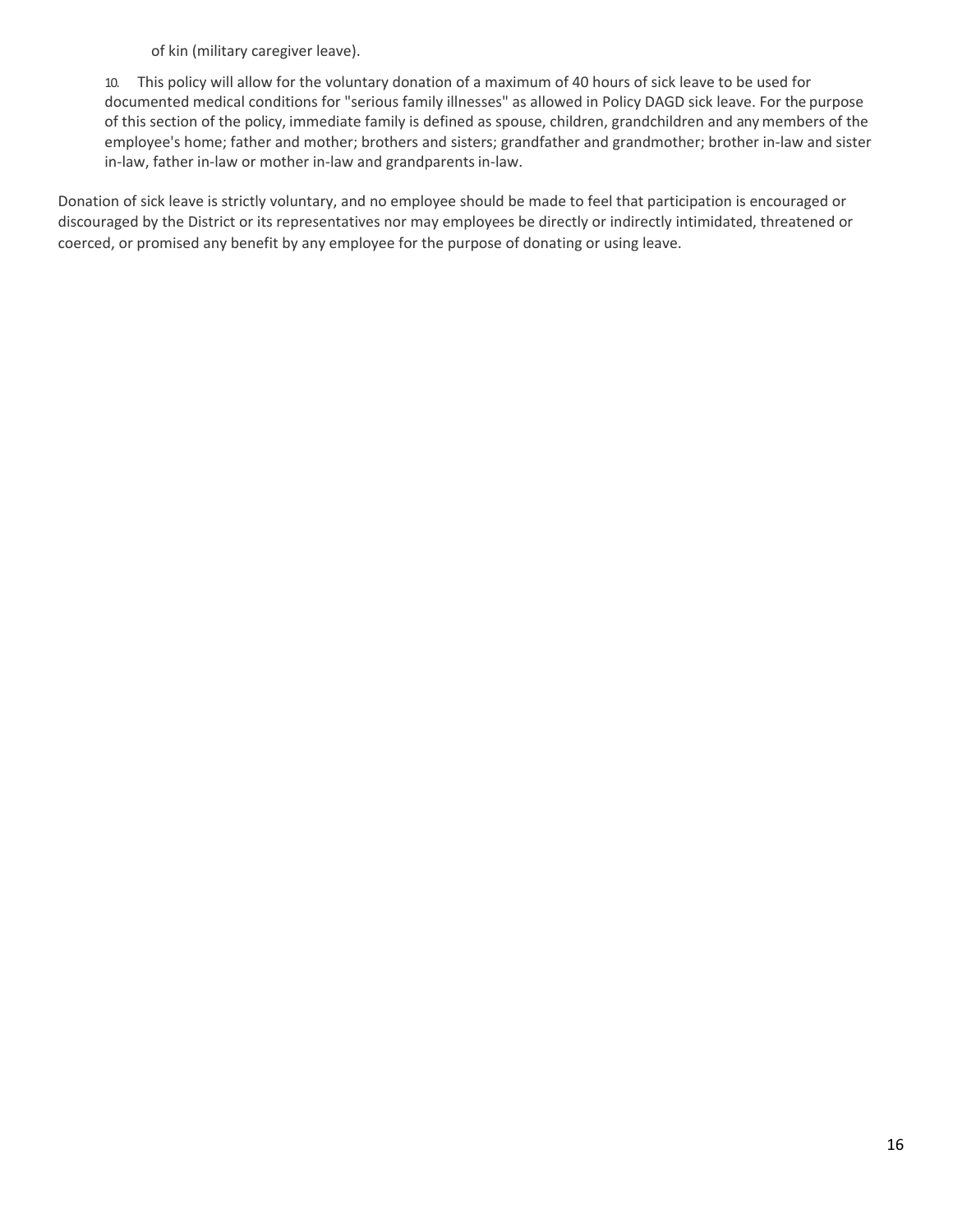of kin (military caregiver leave).

10. This policy will allow for the voluntary donation of a maximum of 40 hours of sick leave to be used for documented medical conditions for "serious family illnesses" as allowed in Policy DAGD sick leave. For the purpose of this section of the policy, immediate family is defined as spouse, children, grandchildren and any members of the employee's home; father and mother; brothers and sisters; grandfather and grandmother; brother in-law and sister in-law, father in-law or mother in-law and grandparents in-law.

Donation of sick leave is strictly voluntary, and no employee should be made to feel that participation is encouraged or discouraged by the District or its representatives nor may employees be directly or indirectly intimidated, threatened or coerced, or promised any benefit by any employee for the purpose of donating or using leave.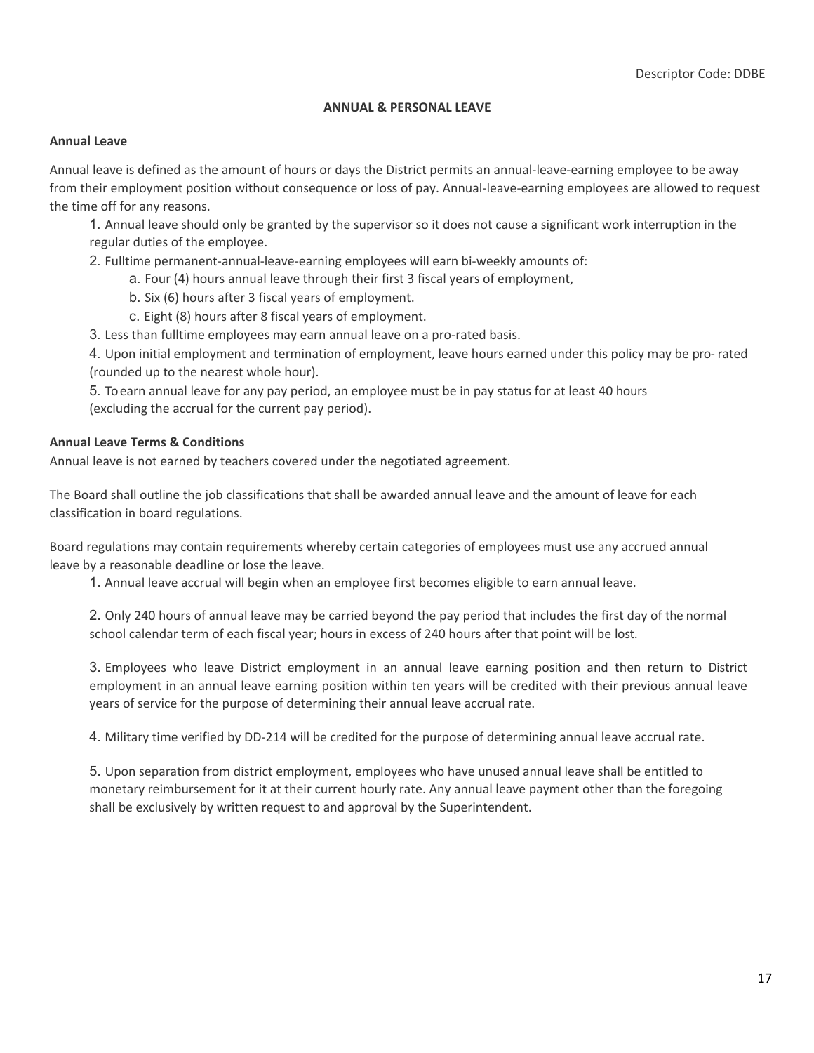Descriptor Code: DDBE

# ANNUAL & PERSONAL LEAVE

## Annual Leave

Annual leave is defined as the amount of hours or days the District permits an annual-leave-earning employee to be away from their employment position without consequence or loss of pay. Annual-leave-earning employees are allowed to request the time off for any reasons.

1. Annual leave should only be granted by the supervisor so it does not cause a significant work interruption in the regular duties of the employee.
2. Fulltime permanent-annual-leave-earning employees will earn bi-weekly amounts of:
    a. Four (4) hours annual leave through their first 3 fiscal years of employment,
    b. Six (6) hours after 3 fiscal years of employment.
    c. Eight (8) hours after 8 fiscal years of employment.
3. Less than fulltime employees may earn annual leave on a pro-rated basis.
4. Upon initial employment and termination of employment, leave hours earned under this policy may be pro- rated (rounded up to the nearest whole hour).
5. To earn annual leave for any pay period, an employee must be in pay status for at least 40 hours (excluding the accrual for the current pay period).

## Annual Leave Terms & Conditions

Annual leave is not earned by teachers covered under the negotiated agreement.

The Board shall outline the job classifications that shall be awarded annual leave and the amount of leave for each classification in board regulations.

Board regulations may contain requirements whereby certain categories of employees must use any accrued annual leave by a reasonable deadline or lose the leave.

1. Annual leave accrual will begin when an employee first becomes eligible to earn annual leave.

2. Only 240 hours of annual leave may be carried beyond the pay period that includes the first day of the normal school calendar term of each fiscal year; hours in excess of 240 hours after that point will be lost.

3. Employees who leave District employment in an annual leave earning position and then return to District employment in an annual leave earning position within ten years will be credited with their previous annual leave years of service for the purpose of determining their annual leave accrual rate.

4. Military time verified by DD-214 will be credited for the purpose of determining annual leave accrual rate.

5. Upon separation from district employment, employees who have unused annual leave shall be entitled to monetary reimbursement for it at their current hourly rate. Any annual leave payment other than the foregoing shall be exclusively by written request to and approval by the Superintendent.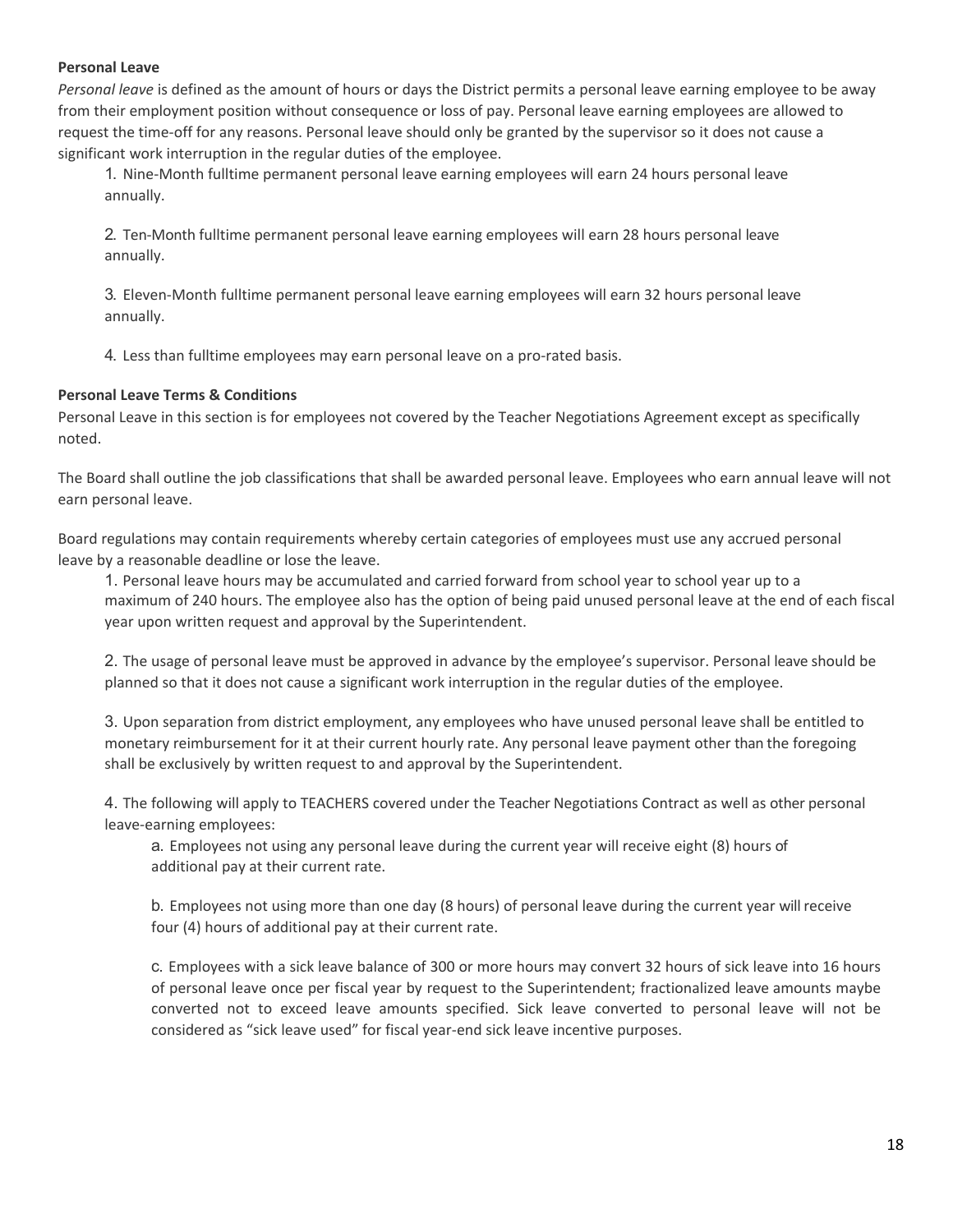**Personal Leave**

*Personal leave* is defined as the amount of hours or days the District permits a personal leave earning employee to be away from their employment position without consequence or loss of pay. Personal leave earning employees are allowed to request the time-off for any reasons. Personal leave should only be granted by the supervisor so it does not cause a significant work interruption in the regular duties of the employee.

1. Nine-Month fulltime permanent personal leave earning employees will earn 24 hours personal leave annually.
2. Ten-Month fulltime permanent personal leave earning employees will earn 28 hours personal leave annually.
3. Eleven-Month fulltime permanent personal leave earning employees will earn 32 hours personal leave annually.
4. Less than fulltime employees may earn personal leave on a pro-rated basis.

**Personal Leave Terms & Conditions**

Personal Leave in this section is for employees not covered by the Teacher Negotiations Agreement except as specifically noted.

The Board shall outline the job classifications that shall be awarded personal leave. Employees who earn annual leave will not earn personal leave.

Board regulations may contain requirements whereby certain categories of employees must use any accrued personal leave by a reasonable deadline or lose the leave.

1. Personal leave hours may be accumulated and carried forward from school year to school year up to a maximum of 240 hours. The employee also has the option of being paid unused personal leave at the end of each fiscal year upon written request and approval by the Superintendent.
2. The usage of personal leave must be approved in advance by the employee's supervisor. Personal leave should be planned so that it does not cause a significant work interruption in the regular duties of the employee.
3. Upon separation from district employment, any employees who have unused personal leave shall be entitled to monetary reimbursement for it at their current hourly rate. Any personal leave payment other than the foregoing shall be exclusively by written request to and approval by the Superintendent.
4. The following will apply to TEACHERS covered under the Teacher Negotiations Contract as well as other personal leave-earning employees:
   a. Employees not using any personal leave during the current year will receive eight (8) hours of additional pay at their current rate.
   
   b. Employees not using more than one day (8 hours) of personal leave during the current year will receive four (4) hours of additional pay at their current rate.
   
   c. Employees with a sick leave balance of 300 or more hours may convert 32 hours of sick leave into 16 hours of personal leave once per fiscal year by request to the Superintendent; fractionalized leave amounts maybe converted not to exceed leave amounts specified. Sick leave converted to personal leave will not be considered as "sick leave used" for fiscal year-end sick leave incentive purposes.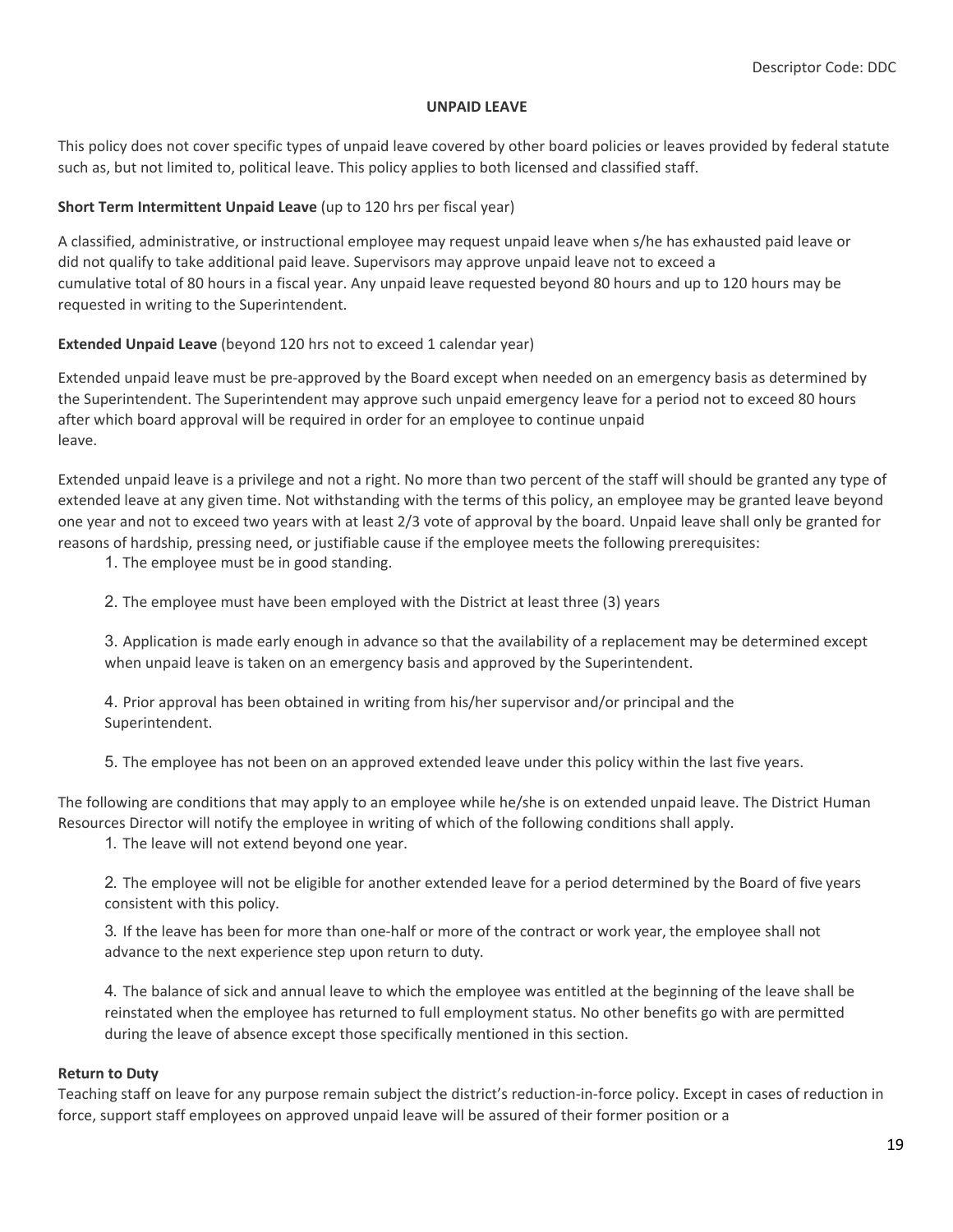Descriptor Code: DDC

## UNPAID LEAVE

This policy does not cover specific types of unpaid leave covered by other board policies or leaves provided by federal statute such as, but not limited to, political leave. This policy applies to both licensed and classified staff.

**Short Term Intermittent Unpaid Leave** (up to 120 hrs per fiscal year)

A classified, administrative, or instructional employee may request unpaid leave when s/he has exhausted paid leave or did not qualify to take additional paid leave. Supervisors may approve unpaid leave not to exceed a cumulative total of 80 hours in a fiscal year. Any unpaid leave requested beyond 80 hours and up to 120 hours may be requested in writing to the Superintendent.

**Extended Unpaid Leave** (beyond 120 hrs not to exceed 1 calendar year)

Extended unpaid leave must be pre-approved by the Board except when needed on an emergency basis as determined by the Superintendent. The Superintendent may approve such unpaid emergency leave for a period not to exceed 80 hours after which board approval will be required in order for an employee to continue unpaid leave.

Extended unpaid leave is a privilege and not a right. No more than two percent of the staff will should be granted any type of extended leave at any given time. Not withstanding with the terms of this policy, an employee may be granted leave beyond one year and not to exceed two years with at least 2/3 vote of approval by the board. Unpaid leave shall only be granted for reasons of hardship, pressing need, or justifiable cause if the employee meets the following prerequisites:

1. The employee must be in good standing.
2. The employee must have been employed with the District at least three (3) years
3. Application is made early enough in advance so that the availability of a replacement may be determined except when unpaid leave is taken on an emergency basis and approved by the Superintendent.
4. Prior approval has been obtained in writing from his/her supervisor and/or principal and the Superintendent.
5. The employee has not been on an approved extended leave under this policy within the last five years.

The following are conditions that may apply to an employee while he/she is on extended unpaid leave. The District Human Resources Director will notify the employee in writing of which of the following conditions shall apply.

1. The leave will not extend beyond one year.
2. The employee will not be eligible for another extended leave for a period determined by the Board of five years consistent with this policy.
3. If the leave has been for more than one-half or more of the contract or work year, the employee shall not advance to the next experience step upon return to duty.
4. The balance of sick and annual leave to which the employee was entitled at the beginning of the leave shall be reinstated when the employee has returned to full employment status. No other benefits go with are permitted during the leave of absence except those specifically mentioned in this section.

**Return to Duty**

Teaching staff on leave for any purpose remain subject the district's reduction-in-force policy. Except in cases of reduction in force, support staff employees on approved unpaid leave will be assured of their former position or a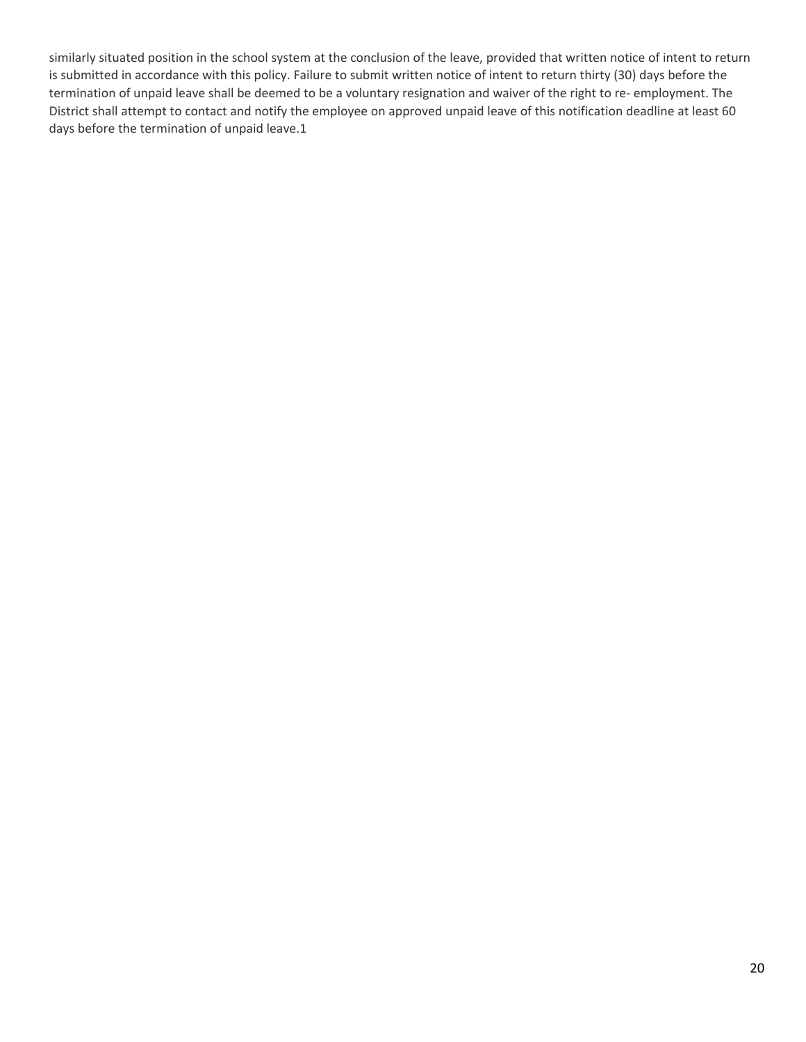similarly situated position in the school system at the conclusion of the leave, provided that written notice of intent to return is submitted in accordance with this policy. Failure to submit written notice of intent to return thirty (30) days before the termination of unpaid leave shall be deemed to be a voluntary resignation and waiver of the right to re- employment. The District shall attempt to contact and notify the employee on approved unpaid leave of this notification deadline at least 60 days before the termination of unpaid leave.[1]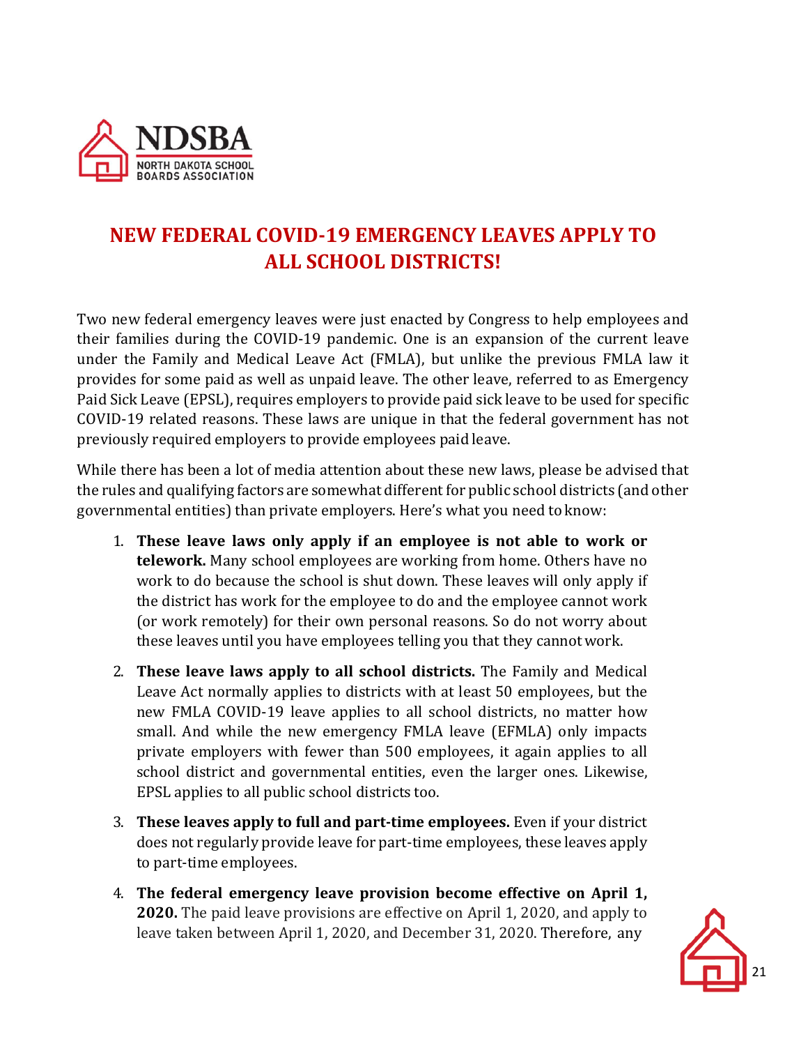# NEW FEDERAL COVID-19 EMERGENCY LEAVES APPLY TO ALL SCHOOL DISTRICTS!

Two new federal emergency leaves were just enacted by Congress to help employees and their families during the COVID-19 pandemic. One is an expansion of the current leave under the Family and Medical Leave Act (FMLA), but unlike the previous FMLA law it provides for some paid as well as unpaid leave. The other leave, referred to as Emergency Paid Sick Leave (EPSL), requires employers to provide paid sick leave to be used for specific COVID-19 related reasons. These laws are unique in that the federal government has not previously required employers to provide employees paid leave.

While there has been a lot of media attention about these new laws, please be advised that the rules and qualifying factors are somewhat different for public school districts (and other governmental entities) than private employers. Here's what you need to know:

1. **These leave laws only apply if an employee is not able to work or telework.** Many school employees are working from home. Others have no work to do because the school is shut down. These leaves will only apply if the district has work for the employee to do and the employee cannot work (or work remotely) for their own personal reasons. So do not worry about these leaves until you have employees telling you that they cannot work.
2. **These leave laws apply to all school districts.** The Family and Medical Leave Act normally applies to districts with at least 50 employees, but the new FMLA COVID-19 leave applies to all school districts, no matter how small. And while the new emergency FMLA leave (EFMLA) only impacts private employers with fewer than 500 employees, it again applies to all school district and governmental entities, even the larger ones. Likewise, EPSL applies to all public school districts too.
3. **These leaves apply to full and part-time employees.** Even if your district does not regularly provide leave for part-time employees, these leaves apply to part-time employees.
4. **The federal emergency leave provision become effective on April 1, 2020.** The paid leave provisions are effective on April 1, 2020, and apply to leave taken between April 1, 2020, and December 31, 2020. Therefore, any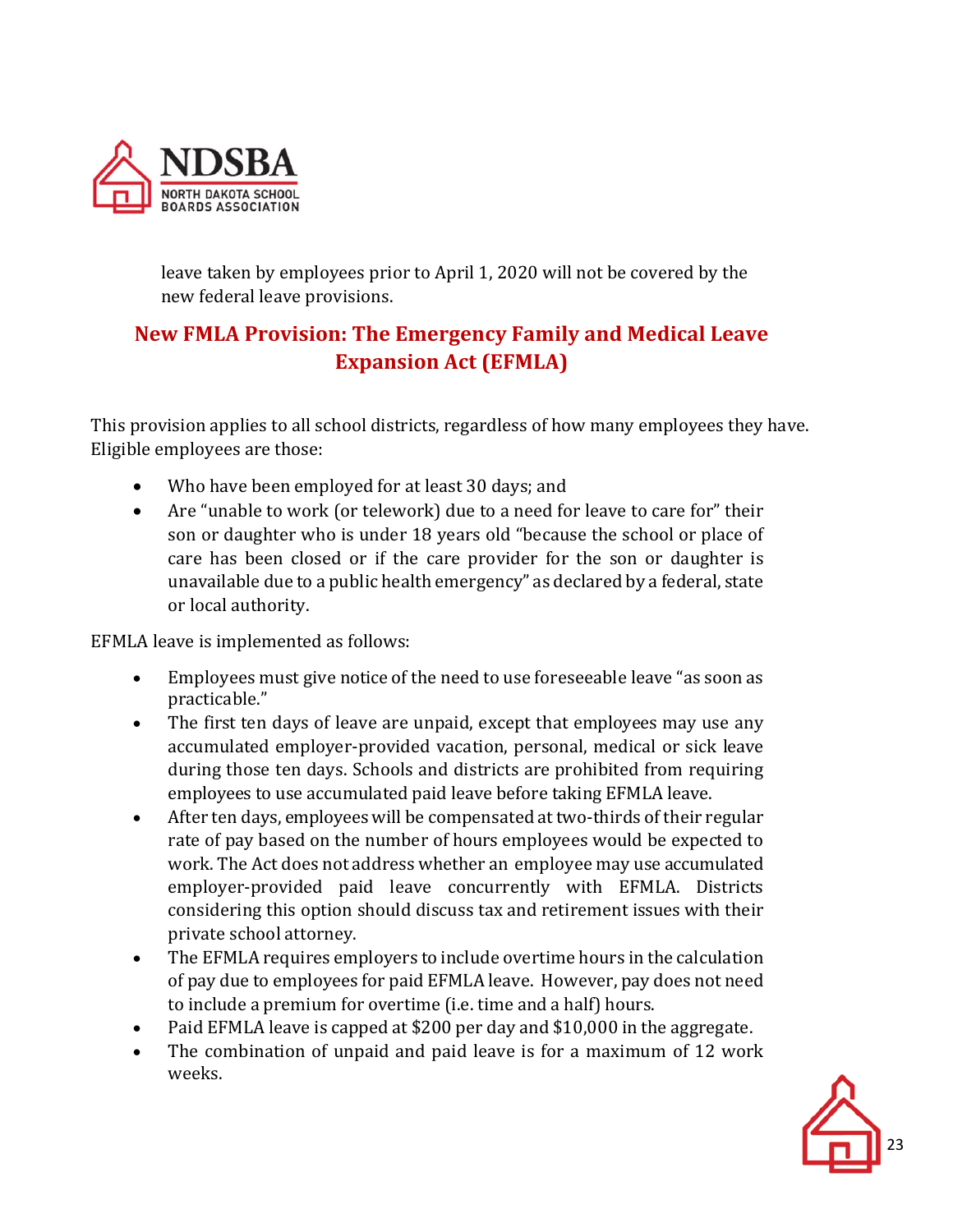leave taken by employees prior to April 1, 2020 will not be covered by the new federal leave provisions.

## New FMLA Provision: The Emergency Family and Medical Leave Expansion Act (EFMLA)

This provision applies to all school districts, regardless of how many employees they have. Eligible employees are those:

- Who have been employed for at least 30 days; and
- Are "unable to work (or telework) due to a need for leave to care for" their son or daughter who is under 18 years old "because the school or place of care has been closed or if the care provider for the son or daughter is unavailable due to a public health emergency" as declared by a federal, state or local authority.

EFMLA leave is implemented as follows:

- Employees must give notice of the need to use foreseeable leave "as soon as practicable."
- The first ten days of leave are unpaid, except that employees may use any accumulated employer-provided vacation, personal, medical or sick leave during those ten days. Schools and districts are prohibited from requiring employees to use accumulated paid leave before taking EFMLA leave.
- After ten days, employees will be compensated at two-thirds of their regular rate of pay based on the number of hours employees would be expected to work. The Act does not address whether an employee may use accumulated employer-provided paid leave concurrently with EFMLA. Districts considering this option should discuss tax and retirement issues with their private school attorney.
- The EFMLA requires employers to include overtime hours in the calculation of pay due to employees for paid EFMLA leave. However, pay does not need to include a premium for overtime (i.e. time and a half) hours.
- Paid EFMLA leave is capped at $200 per day and $10,000 in the aggregate.
- The combination of unpaid and paid leave is for a maximum of 12 work weeks.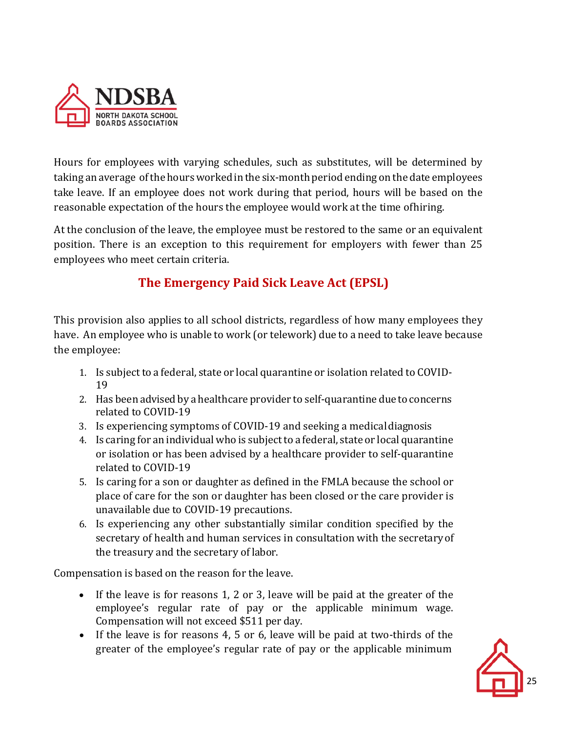Hours for employees with varying schedules, such as substitutes, will be determined by taking an average of the hours worked in the six-month period ending on the date employees take leave. If an employee does not work during that period, hours will be based on the reasonable expectation of the hours the employee would work at the time ofhiring.

At the conclusion of the leave, the employee must be restored to the same or an equivalent position. There is an exception to this requirement for employers with fewer than 25 employees who meet certain criteria.

## The Emergency Paid Sick Leave Act (EPSL)

This provision also applies to all school districts, regardless of how many employees they have. An employee who is unable to work (or telework) due to a need to take leave because the employee:

1. Is subject to a federal, state or local quarantine or isolation related to COVID-19
2. Has been advised by a healthcare provider to self-quarantine due to concerns related to COVID-19
3. Is experiencing symptoms of COVID-19 and seeking a medical diagnosis
4. Is caring for an individual who is subject to a federal, state or local quarantine or isolation or has been advised by a healthcare provider to self-quarantine related to COVID-19
5. Is caring for a son or daughter as defined in the FMLA because the school or place of care for the son or daughter has been closed or the care provider is unavailable due to COVID-19 precautions.
6. Is experiencing any other substantially similar condition specified by the secretary of health and human services in consultation with the secretary of the treasury and the secretary of labor.

Compensation is based on the reason for the leave.

- If the leave is for reasons 1, 2 or 3, leave will be paid at the greater of the employee's regular rate of pay or the applicable minimum wage. Compensation will not exceed $511 per day.
- If the leave is for reasons 4, 5 or 6, leave will be paid at two-thirds of the greater of the employee's regular rate of pay or the applicable minimum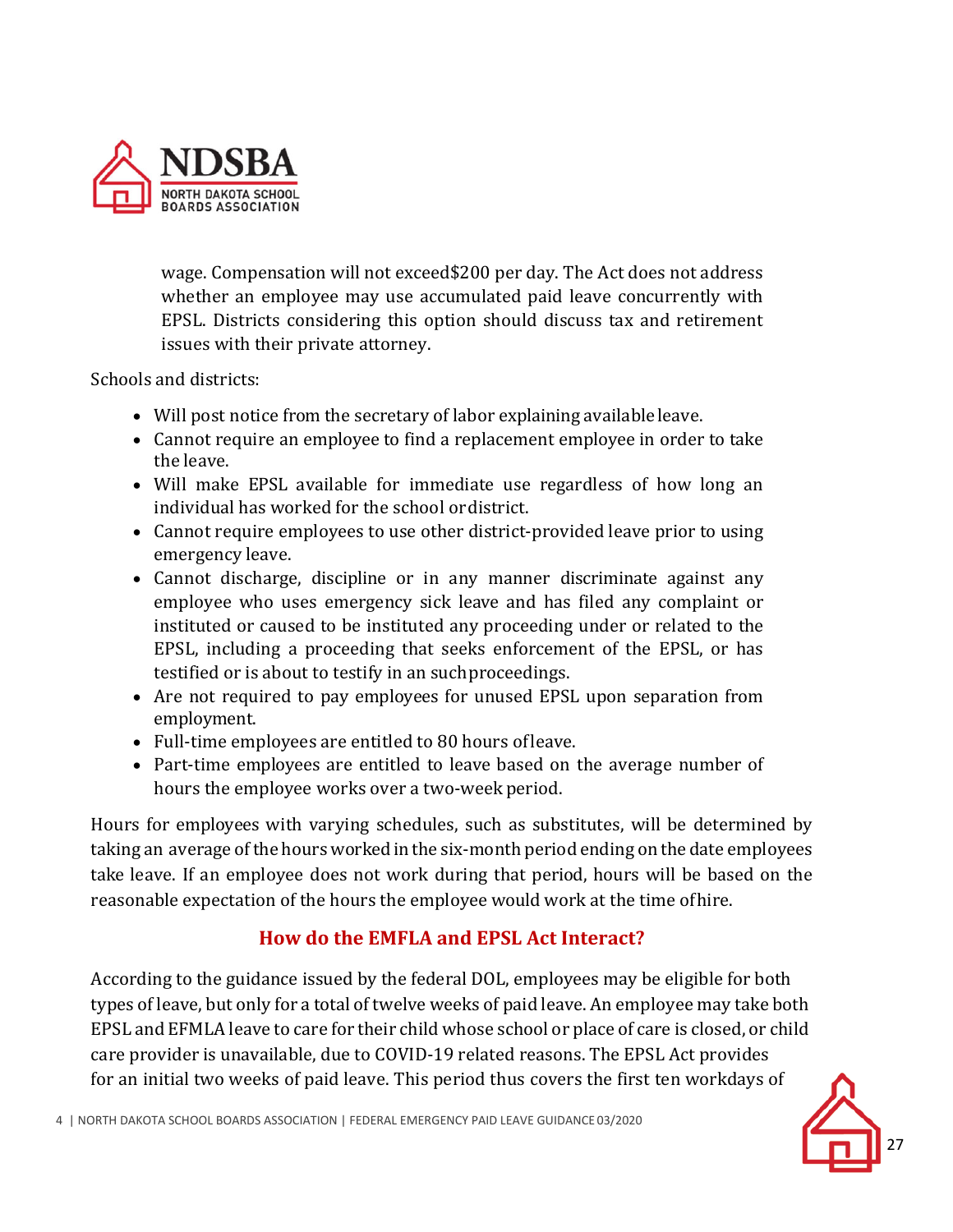wage. Compensation will not exceed$200 per day. The Act does not address whether an employee may use accumulated paid leave concurrently with EPSL. Districts considering this option should discuss tax and retirement issues with their private attorney.

Schools and districts:

- Will post notice from the secretary of labor explaining available leave.
- Cannot require an employee to find a replacement employee in order to take the leave.
- Will make EPSL available for immediate use regardless of how long an individual has worked for the school or district.
- Cannot require employees to use other district-provided leave prior to using emergency leave.
- Cannot discharge, discipline or in any manner discriminate against any employee who uses emergency sick leave and has filed any complaint or instituted or caused to be instituted any proceeding under or related to the EPSL, including a proceeding that seeks enforcement of the EPSL, or has testified or is about to testify in an such proceedings.
- Are not required to pay employees for unused EPSL upon separation from employment.
- Full-time employees are entitled to 80 hours of leave.
- Part-time employees are entitled to leave based on the average number of hours the employee works over a two-week period.

Hours for employees with varying schedules, such as substitutes, will be determined by taking an average of the hours worked in the six-month period ending on the date employees take leave. If an employee does not work during that period, hours will be based on the reasonable expectation of the hours the employee would work at the time of hire.

## How do the EMFLA and EPSL Act Interact?

According to the guidance issued by the federal DOL, employees may be eligible for both types of leave, but only for a total of twelve weeks of paid leave. An employee may take both EPSL and EFMLA leave to care for their child whose school or place of care is closed, or child care provider is unavailable, due to COVID-19 related reasons. The EPSL Act provides for an initial two weeks of paid leave. This period thus covers the first ten workdays of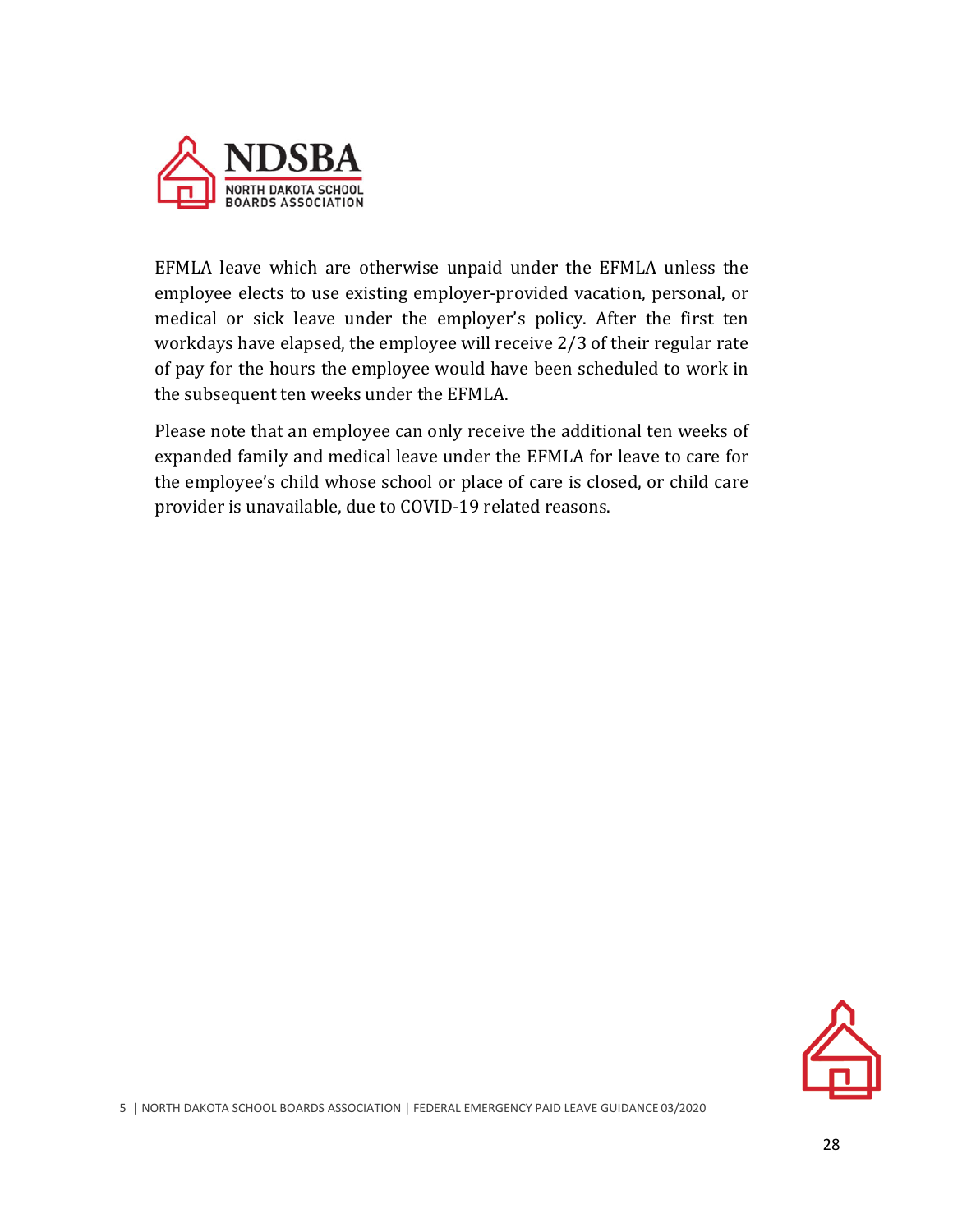EFMLA leave which are otherwise unpaid under the EFMLA unless the employee elects to use existing employer-provided vacation, personal, or medical or sick leave under the employer's policy. After the first ten workdays have elapsed, the employee will receive 2/3 of their regular rate of pay for the hours the employee would have been scheduled to work in the subsequent ten weeks under the EFMLA.

Please note that an employee can only receive the additional ten weeks of expanded family and medical leave under the EFMLA for leave to care for the employee's child whose school or place of care is closed, or child care provider is unavailable, due to COVID-19 related reasons.